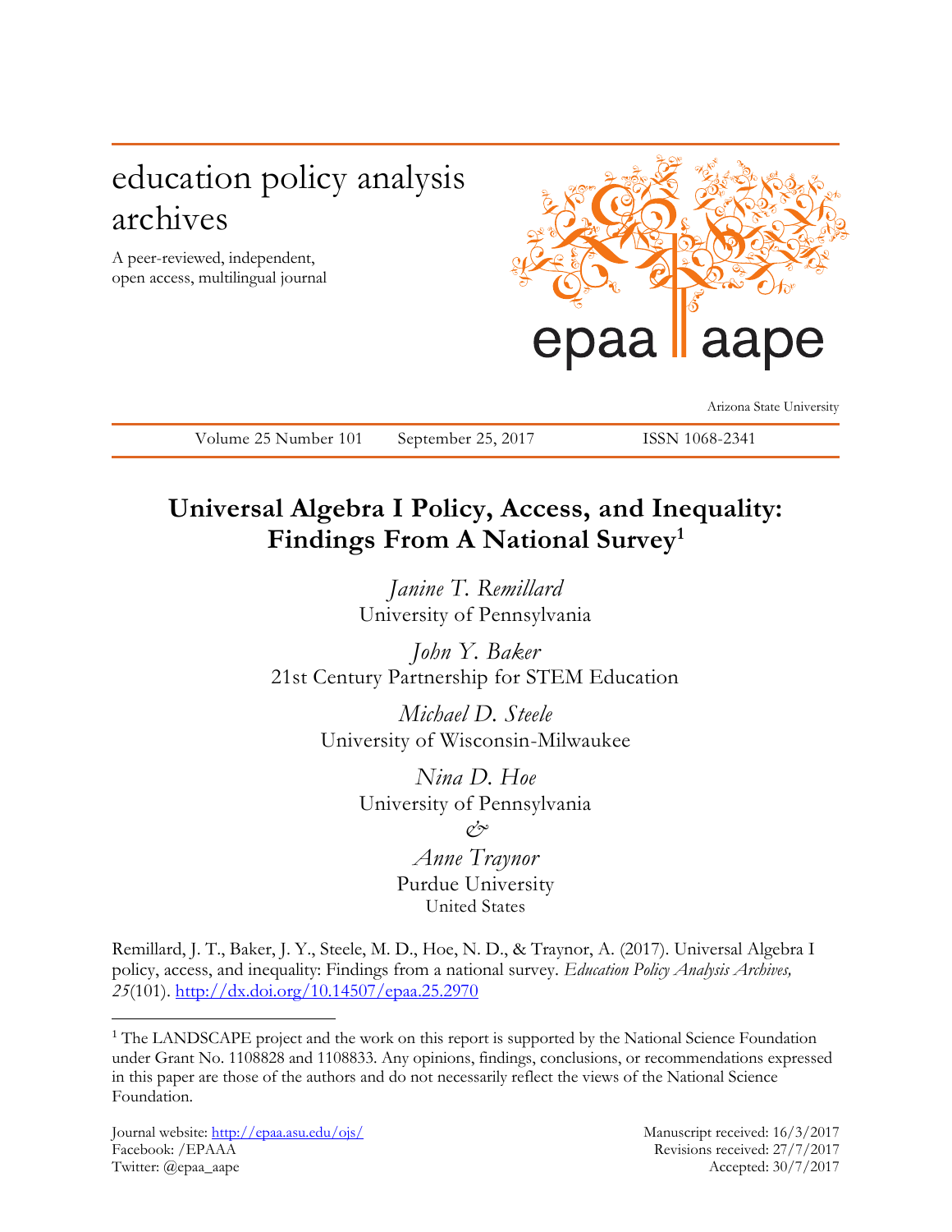education policy analysis archives

A peer-reviewed, independent, open access, multilingual journal

epaa aape

Arizona State University

Volume 25 Number 101 September 25, 2017 ISSN 1068-2341

# Universal Algebra I Policy, Access, and Inequality: Findings From A National Survey[1]

*Janine T. Remillard*
University of Pennsylvania

*John Y. Baker*
21st Century Partnership for STEM Education

*Michael D. Steele*
University of Wisconsin-Milwaukee

*Nina D. Hoe*
University of Pennsylvania

*&*

*Anne Traynor*
Purdue University
United States

Remillard, J. T., Baker, J. Y., Steele, M. D., Hoe, N. D., & Traynor, A. (2017). Universal Algebra I policy, access, and inequality: Findings from a national survey. *Education Policy Analysis Archives, 25*(101). http://dx.doi.org/10.14507/epaa.25.2970

[1] The LANDSCAPE project and the work on this report is supported by the National Science Foundation under Grant No. 1108828 and 1108833. Any opinions, findings, conclusions, or recommendations expressed in this paper are those of the authors and do not necessarily reflect the views of the National Science Foundation.

Journal website: http://epaa.asu.edu/ojs/
Facebook: /EPAAA
Twitter: @epaa_aape

Manuscript received: 16/3/2017
Revisions received: 27/7/2017
Accepted: 30/7/2017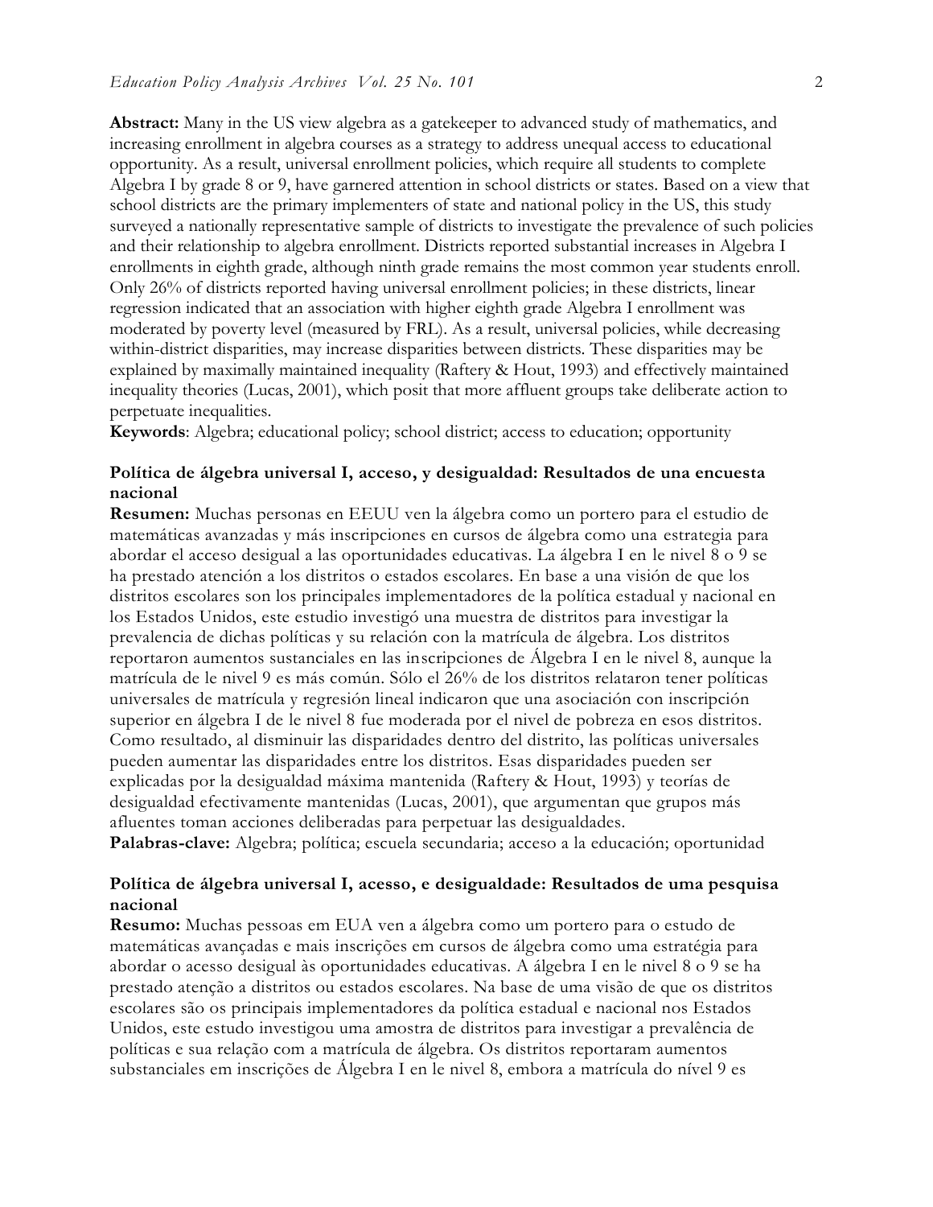**Abstract:** Many in the US view algebra as a gatekeeper to advanced study of mathematics, and increasing enrollment in algebra courses as a strategy to address unequal access to educational opportunity. As a result, universal enrollment policies, which require all students to complete Algebra I by grade 8 or 9, have garnered attention in school districts or states. Based on a view that school districts are the primary implementers of state and national policy in the US, this study surveyed a nationally representative sample of districts to investigate the prevalence of such policies and their relationship to algebra enrollment. Districts reported substantial increases in Algebra I enrollments in eighth grade, although ninth grade remains the most common year students enroll. Only 26% of districts reported having universal enrollment policies; in these districts, linear regression indicated that an association with higher eighth grade Algebra I enrollment was moderated by poverty level (measured by FRL). As a result, universal policies, while decreasing within-district disparities, may increase disparities between districts. These disparities may be explained by maximally maintained inequality (Raftery & Hout, 1993) and effectively maintained inequality theories (Lucas, 2001), which posit that more affluent groups take deliberate action to perpetuate inequalities.
**Keywords**: Algebra; educational policy; school district; access to education; opportunity

**Política de álgebra universal I, acceso, y desigualdad: Resultados de una encuesta nacional**
**Resumen:** Muchas personas en EEUU ven la álgebra como un portero para el estudio de matemáticas avanzadas y más inscripciones en cursos de álgebra como una estrategia para abordar el acceso desigual a las oportunidades educativas. La álgebra I en le nivel 8 o 9 se ha prestado atención a los distritos o estados escolares. En base a una visión de que los distritos escolares son los principales implementadores de la política estadual y nacional en los Estados Unidos, este estudio investigó una muestra de distritos para investigar la prevalencia de dichas políticas y su relación con la matrícula de álgebra. Los distritos reportaron aumentos sustanciales en las inscripciones de Álgebra I en le nivel 8, aunque la matrícula de le nivel 9 es más común. Sólo el 26% de los distritos relataron tener políticas universales de matrícula y regresión lineal indicaron que una asociación con inscripción superior en álgebra I de le nivel 8 fue moderada por el nivel de pobreza en esos distritos. Como resultado, al disminuir las disparidades dentro del distrito, las políticas universales pueden aumentar las disparidades entre los distritos. Esas disparidades pueden ser explicadas por la desigualdad máxima mantenida (Raftery & Hout, 1993) y teorías de desigualdad efectivamente mantenidas (Lucas, 2001), que argumentan que grupos más afluentes toman acciones deliberadas para perpetuar las desigualdades.
**Palabras-clave:** Algebra; política; escuela secundaria; acceso a la educación; oportunidad

**Política de álgebra universal I, acesso, e desigualdade: Resultados de uma pesquisa nacional**
**Resumo:** Muchas pessoas em EUA ven a álgebra como um portero para o estudo de matemáticas avançadas e mais inscrições em cursos de álgebra como uma estratégia para abordar o acesso desigual às oportunidades educativas. A álgebra I en le nivel 8 o 9 se ha prestado atenção a distritos ou estados escolares. Na base de uma visão de que os distritos escolares são os principais implementadores da política estadual e nacional nos Estados Unidos, este estudo investigou uma amostra de distritos para investigar a prevalência de políticas e sua relação com a matrícula de álgebra. Os distritos reportaram aumentos substanciales em inscrições de Álgebra I en le nivel 8, embora a matrícula do nível 9 es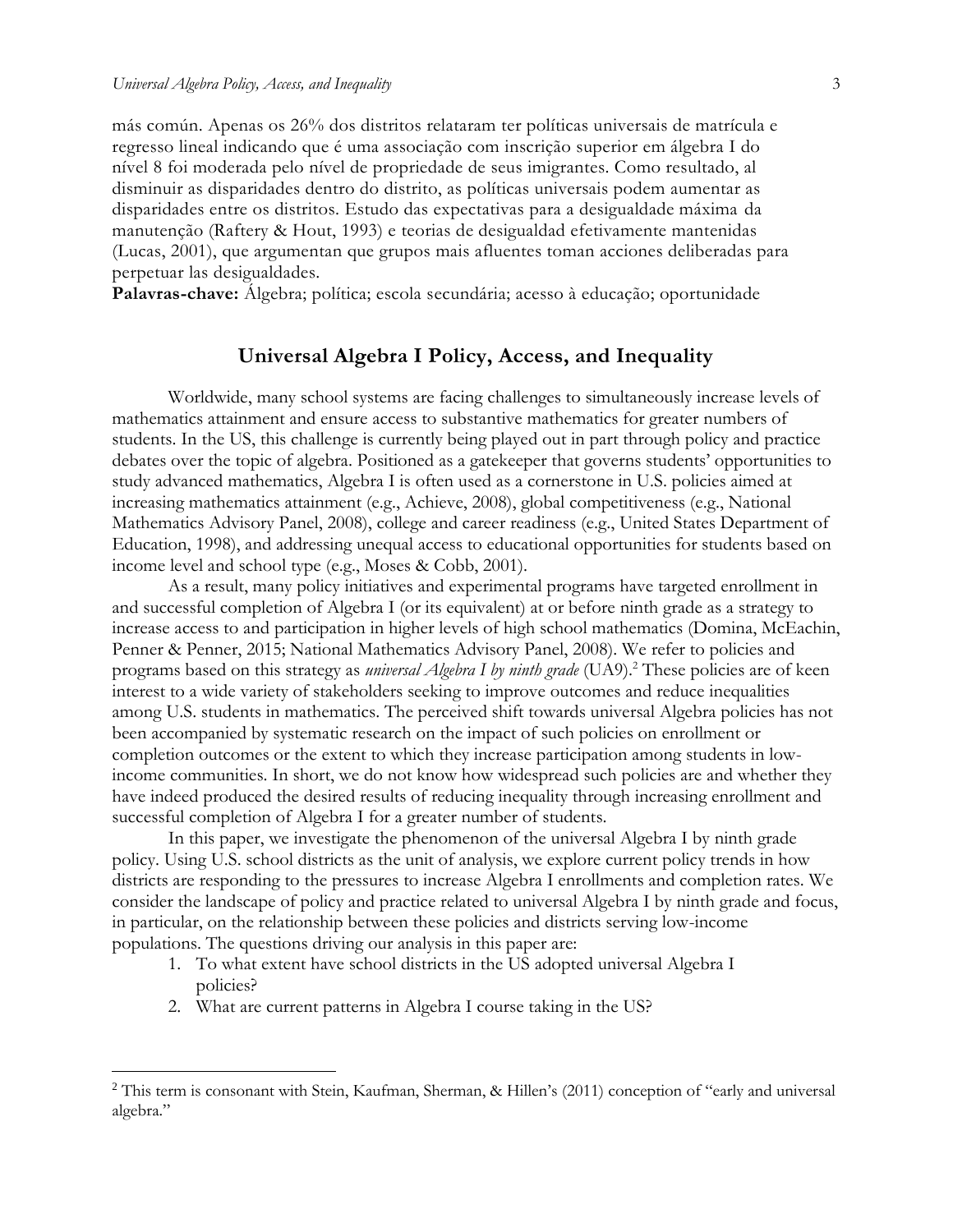más común. Apenas os 26% dos distritos relataram ter políticas universais de matrícula e regresso lineal indicando que é uma associação com inscrição superior em álgebra I do nível 8 foi moderada pelo nível de propriedade de seus imigrantes. Como resultado, al disminuir as disparidades dentro do distrito, as políticas universais podem aumentar as disparidades entre os distritos. Estudo das expectativas para a desigualdade máxima da manutenção (Raftery & Hout, 1993) e teorias de desigualdad efetivamente mantenidas (Lucas, 2001), que argumentan que grupos mais afluentes toman acciones deliberadas para perpetuar las desigualdades.
**Palavras-chave:** Álgebra; política; escola secundária; acesso à educação; oportunidade

## Universal Algebra I Policy, Access, and Inequality

Worldwide, many school systems are facing challenges to simultaneously increase levels of mathematics attainment and ensure access to substantive mathematics for greater numbers of students. In the US, this challenge is currently being played out in part through policy and practice debates over the topic of algebra. Positioned as a gatekeeper that governs students' opportunities to study advanced mathematics, Algebra I is often used as a cornerstone in U.S. policies aimed at increasing mathematics attainment (e.g., Achieve, 2008), global competitiveness (e.g., National Mathematics Advisory Panel, 2008), college and career readiness (e.g., United States Department of Education, 1998), and addressing unequal access to educational opportunities for students based on income level and school type (e.g., Moses & Cobb, 2001).

As a result, many policy initiatives and experimental programs have targeted enrollment in and successful completion of Algebra I (or its equivalent) at or before ninth grade as a strategy to increase access to and participation in higher levels of high school mathematics (Domina, McEachin, Penner & Penner, 2015; National Mathematics Advisory Panel, 2008). We refer to policies and programs based on this strategy as *universal Algebra I by ninth grade* (UA9).[2] These policies are of keen interest to a wide variety of stakeholders seeking to improve outcomes and reduce inequalities among U.S. students in mathematics. The perceived shift towards universal Algebra policies has not been accompanied by systematic research on the impact of such policies on enrollment or completion outcomes or the extent to which they increase participation among students in low-income communities. In short, we do not know how widespread such policies are and whether they have indeed produced the desired results of reducing inequality through increasing enrollment and successful completion of Algebra I for a greater number of students.

In this paper, we investigate the phenomenon of the universal Algebra I by ninth grade policy. Using U.S. school districts as the unit of analysis, we explore current policy trends in how districts are responding to the pressures to increase Algebra I enrollments and completion rates. We consider the landscape of policy and practice related to universal Algebra I by ninth grade and focus, in particular, on the relationship between these policies and districts serving low-income populations. The questions driving our analysis in this paper are:

1. To what extent have school districts in the US adopted universal Algebra I policies?
2. What are current patterns in Algebra I course taking in the US?

[2] This term is consonant with Stein, Kaufman, Sherman, & Hillen's (2011) conception of "early and universal algebra."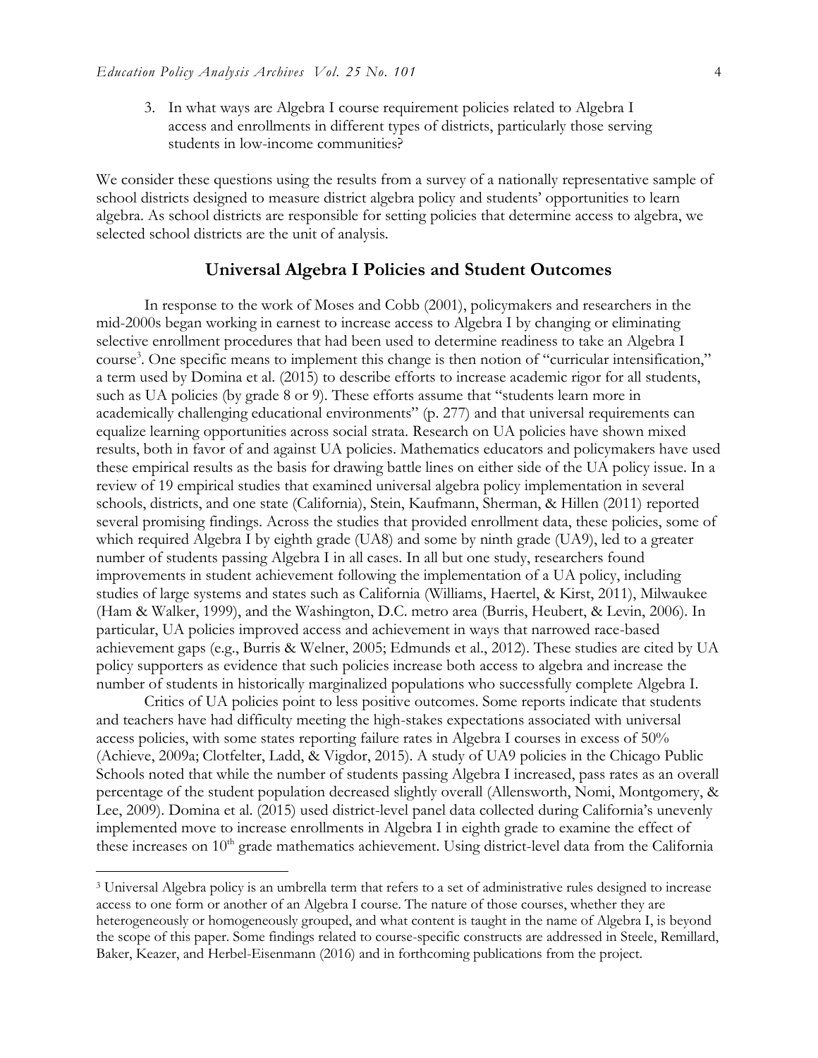3. In what ways are Algebra I course requirement policies related to Algebra I access and enrollments in different types of districts, particularly those serving students in low-income communities?

We consider these questions using the results from a survey of a nationally representative sample of school districts designed to measure district algebra policy and students' opportunities to learn algebra. As school districts are responsible for setting policies that determine access to algebra, we selected school districts are the unit of analysis.

## Universal Algebra I Policies and Student Outcomes

In response to the work of Moses and Cobb (2001), policymakers and researchers in the mid-2000s began working in earnest to increase access to Algebra I by changing or eliminating selective enrollment procedures that had been used to determine readiness to take an Algebra I course[3]. One specific means to implement this change is then notion of "curricular intensification," a term used by Domina et al. (2015) to describe efforts to increase academic rigor for all students, such as UA policies (by grade 8 or 9). These efforts assume that "students learn more in academically challenging educational environments" (p. 277) and that universal requirements can equalize learning opportunities across social strata. Research on UA policies have shown mixed results, both in favor of and against UA policies. Mathematics educators and policymakers have used these empirical results as the basis for drawing battle lines on either side of the UA policy issue. In a review of 19 empirical studies that examined universal algebra policy implementation in several schools, districts, and one state (California), Stein, Kaufmann, Sherman, & Hillen (2011) reported several promising findings. Across the studies that provided enrollment data, these policies, some of which required Algebra I by eighth grade (UA8) and some by ninth grade (UA9), led to a greater number of students passing Algebra I in all cases. In all but one study, researchers found improvements in student achievement following the implementation of a UA policy, including studies of large systems and states such as California (Williams, Haertel, & Kirst, 2011), Milwaukee (Ham & Walker, 1999), and the Washington, D.C. metro area (Burris, Heubert, & Levin, 2006). In particular, UA policies improved access and achievement in ways that narrowed race-based achievement gaps (e.g., Burris & Welner, 2005; Edmunds et al., 2012). These studies are cited by UA policy supporters as evidence that such policies increase both access to algebra and increase the number of students in historically marginalized populations who successfully complete Algebra I.

Critics of UA policies point to less positive outcomes. Some reports indicate that students and teachers have had difficulty meeting the high-stakes expectations associated with universal access policies, with some states reporting failure rates in Algebra I courses in excess of 50% (Achieve, 2009a; Clotfelter, Ladd, & Vigdor, 2015). A study of UA9 policies in the Chicago Public Schools noted that while the number of students passing Algebra I increased, pass rates as an overall percentage of the student population decreased slightly overall (Allensworth, Nomi, Montgomery, & Lee, 2009). Domina et al. (2015) used district-level panel data collected during California's unevenly implemented move to increase enrollments in Algebra I in eighth grade to examine the effect of these increases on 10th grade mathematics achievement. Using district-level data from the California

[3] Universal Algebra policy is an umbrella term that refers to a set of administrative rules designed to increase access to one form or another of an Algebra I course. The nature of those courses, whether they are heterogeneously or homogeneously grouped, and what content is taught in the name of Algebra I, is beyond the scope of this paper. Some findings related to course-specific constructs are addressed in Steele, Remillard, Baker, Keazer, and Herbel-Eisenmann (2016) and in forthcoming publications from the project.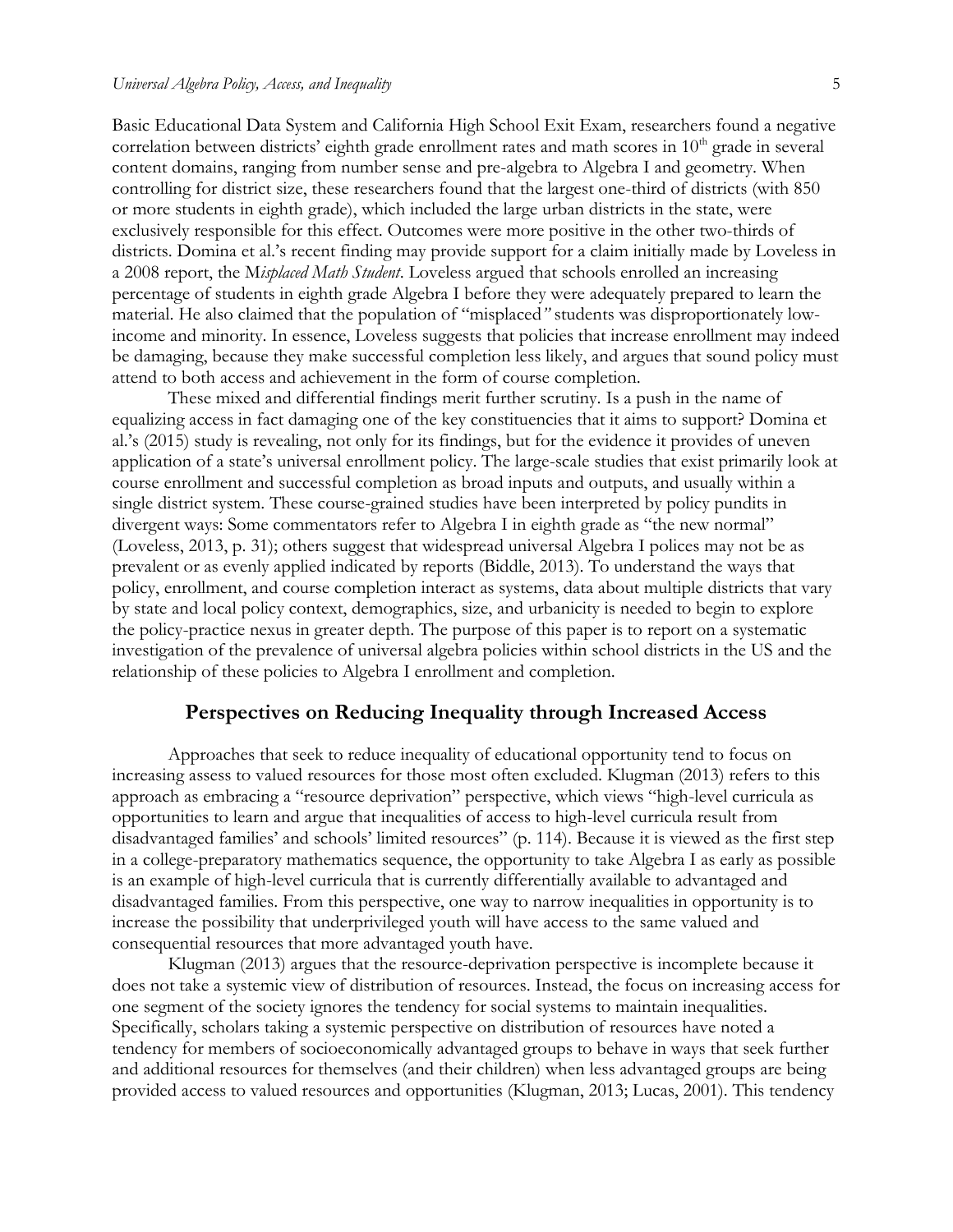Basic Educational Data System and California High School Exit Exam, researchers found a negative correlation between districts' eighth grade enrollment rates and math scores in $10^{th}$ grade in several content domains, ranging from number sense and pre-algebra to Algebra I and geometry. When controlling for district size, these researchers found that the largest one-third of districts (with 850 or more students in eighth grade), which included the large urban districts in the state, were exclusively responsible for this effect. Outcomes were more positive in the other two-thirds of districts. Domina et al.'s recent finding may provide support for a claim initially made by Loveless in a 2008 report, the M*isplaced Math Student*. Loveless argued that schools enrolled an increasing percentage of students in eighth grade Algebra I before they were adequately prepared to learn the material. He also claimed that the population of "misplaced*"* students was disproportionately low-income and minority. In essence, Loveless suggests that policies that increase enrollment may indeed be damaging, because they make successful completion less likely, and argues that sound policy must attend to both access and achievement in the form of course completion.

These mixed and differential findings merit further scrutiny. Is a push in the name of equalizing access in fact damaging one of the key constituencies that it aims to support? Domina et al.'s (2015) study is revealing, not only for its findings, but for the evidence it provides of uneven application of a state's universal enrollment policy. The large-scale studies that exist primarily look at course enrollment and successful completion as broad inputs and outputs, and usually within a single district system. These course-grained studies have been interpreted by policy pundits in divergent ways: Some commentators refer to Algebra I in eighth grade as "the new normal" (Loveless, 2013, p. 31); others suggest that widespread universal Algebra I polices may not be as prevalent or as evenly applied indicated by reports (Biddle, 2013). To understand the ways that policy, enrollment, and course completion interact as systems, data about multiple districts that vary by state and local policy context, demographics, size, and urbanicity is needed to begin to explore the policy-practice nexus in greater depth. The purpose of this paper is to report on a systematic investigation of the prevalence of universal algebra policies within school districts in the US and the relationship of these policies to Algebra I enrollment and completion.

## Perspectives on Reducing Inequality through Increased Access

Approaches that seek to reduce inequality of educational opportunity tend to focus on increasing assess to valued resources for those most often excluded. Klugman (2013) refers to this approach as embracing a "resource deprivation" perspective, which views "high-level curricula as opportunities to learn and argue that inequalities of access to high-level curricula result from disadvantaged families' and schools' limited resources" (p. 114). Because it is viewed as the first step in a college-preparatory mathematics sequence, the opportunity to take Algebra I as early as possible is an example of high-level curricula that is currently differentially available to advantaged and disadvantaged families. From this perspective, one way to narrow inequalities in opportunity is to increase the possibility that underprivileged youth will have access to the same valued and consequential resources that more advantaged youth have.

Klugman (2013) argues that the resource-deprivation perspective is incomplete because it does not take a systemic view of distribution of resources. Instead, the focus on increasing access for one segment of the society ignores the tendency for social systems to maintain inequalities. Specifically, scholars taking a systemic perspective on distribution of resources have noted a tendency for members of socioeconomically advantaged groups to behave in ways that seek further and additional resources for themselves (and their children) when less advantaged groups are being provided access to valued resources and opportunities (Klugman, 2013; Lucas, 2001). This tendency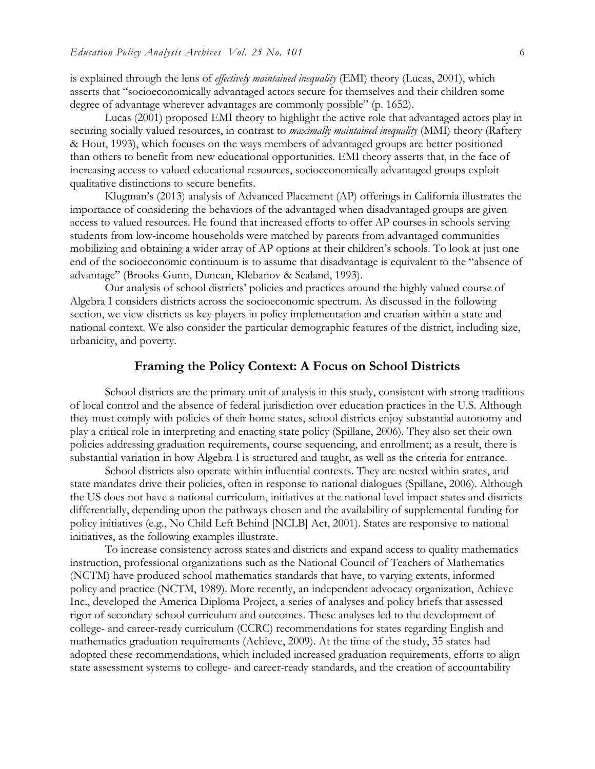is explained through the lens of *effectively maintained inequality* (EMI) theory (Lucas, 2001), which asserts that "socioeconomically advantaged actors secure for themselves and their children some degree of advantage wherever advantages are commonly possible" (p. 1652).

Lucas (2001) proposed EMI theory to highlight the active role that advantaged actors play in securing socially valued resources, in contrast to *maximally maintained inequality* (MMI) theory (Raftery & Hout, 1993), which focuses on the ways members of advantaged groups are better positioned than others to benefit from new educational opportunities. EMI theory asserts that, in the face of increasing access to valued educational resources, socioeconomically advantaged groups exploit qualitative distinctions to secure benefits.

Klugman's (2013) analysis of Advanced Placement (AP) offerings in California illustrates the importance of considering the behaviors of the advantaged when disadvantaged groups are given access to valued resources. He found that increased efforts to offer AP courses in schools serving students from low-income households were matched by parents from advantaged communities mobilizing and obtaining a wider array of AP options at their children's schools. To look at just one end of the socioeconomic continuum is to assume that disadvantage is equivalent to the "absence of advantage" (Brooks-Gunn, Duncan, Klebanov & Sealand, 1993).

Our analysis of school districts' policies and practices around the highly valued course of Algebra I considers districts across the socioeconomic spectrum. As discussed in the following section, we view districts as key players in policy implementation and creation within a state and national context. We also consider the particular demographic features of the district, including size, urbanicity, and poverty.

## Framing the Policy Context: A Focus on School Districts

School districts are the primary unit of analysis in this study, consistent with strong traditions of local control and the absence of federal jurisdiction over education practices in the U.S. Although they must comply with policies of their home states, school districts enjoy substantial autonomy and play a critical role in interpreting and enacting state policy (Spillane, 2006). They also set their own policies addressing graduation requirements, course sequencing, and enrollment; as a result, there is substantial variation in how Algebra I is structured and taught, as well as the criteria for entrance.

School districts also operate within influential contexts. They are nested within states, and state mandates drive their policies, often in response to national dialogues (Spillane, 2006). Although the US does not have a national curriculum, initiatives at the national level impact states and districts differentially, depending upon the pathways chosen and the availability of supplemental funding for policy initiatives (e.g., No Child Left Behind [NCLB] Act, 2001). States are responsive to national initiatives, as the following examples illustrate.

To increase consistency across states and districts and expand access to quality mathematics instruction, professional organizations such as the National Council of Teachers of Mathematics (NCTM) have produced school mathematics standards that have, to varying extents, informed policy and practice (NCTM, 1989). More recently, an independent advocacy organization, Achieve Inc., developed the America Diploma Project, a series of analyses and policy briefs that assessed rigor of secondary school curriculum and outcomes. These analyses led to the development of college- and career-ready curriculum (CCRC) recommendations for states regarding English and mathematics graduation requirements (Achieve, 2009). At the time of the study, 35 states had adopted these recommendations, which included increased graduation requirements, efforts to align state assessment systems to college- and career-ready standards, and the creation of accountability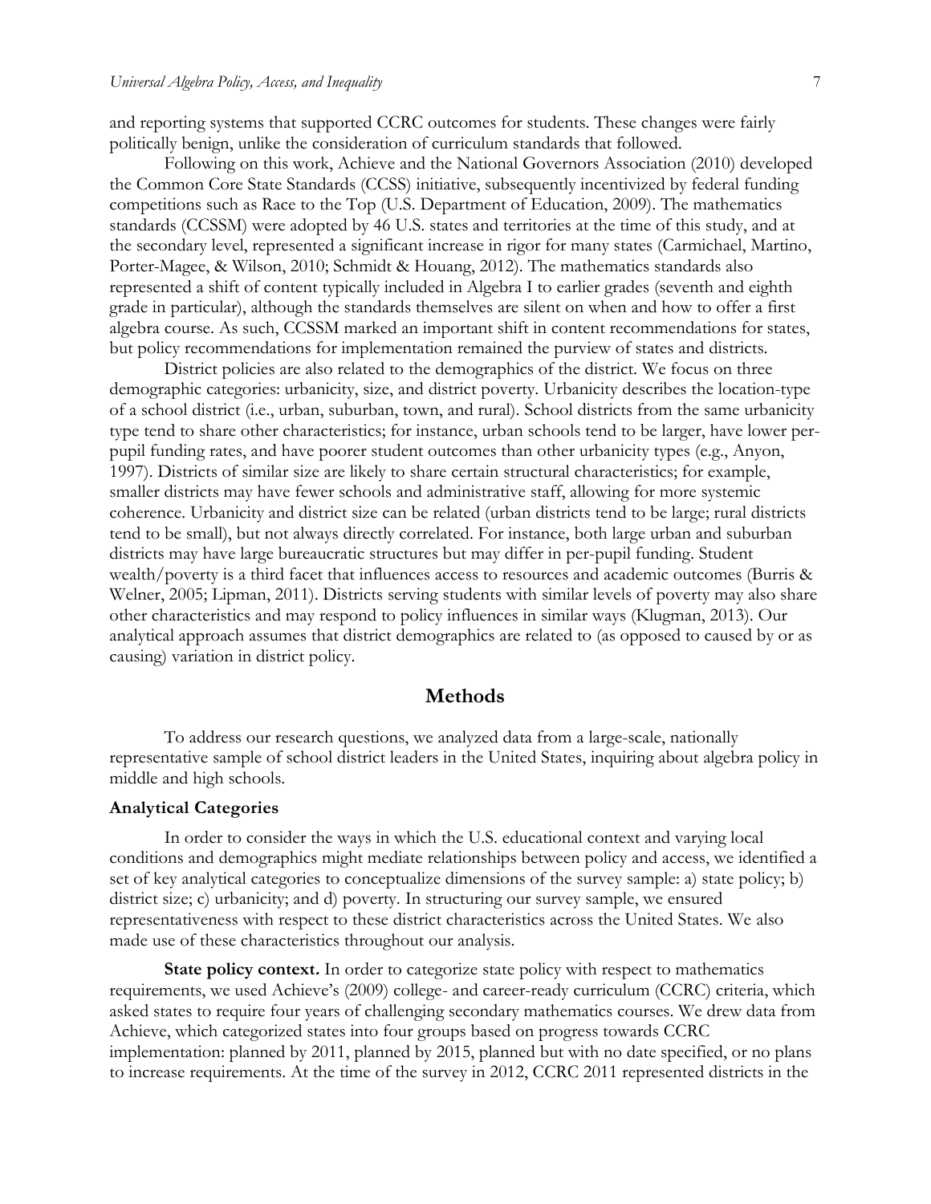and reporting systems that supported CCRC outcomes for students. These changes were fairly politically benign, unlike the consideration of curriculum standards that followed.

Following on this work, Achieve and the National Governors Association (2010) developed the Common Core State Standards (CCSS) initiative, subsequently incentivized by federal funding competitions such as Race to the Top (U.S. Department of Education, 2009). The mathematics standards (CCSSM) were adopted by 46 U.S. states and territories at the time of this study, and at the secondary level, represented a significant increase in rigor for many states (Carmichael, Martino, Porter-Magee, & Wilson, 2010; Schmidt & Houang, 2012). The mathematics standards also represented a shift of content typically included in Algebra I to earlier grades (seventh and eighth grade in particular), although the standards themselves are silent on when and how to offer a first algebra course. As such, CCSSM marked an important shift in content recommendations for states, but policy recommendations for implementation remained the purview of states and districts.

District policies are also related to the demographics of the district. We focus on three demographic categories: urbanicity, size, and district poverty. Urbanicity describes the location-type of a school district (i.e., urban, suburban, town, and rural). School districts from the same urbanicity type tend to share other characteristics; for instance, urban schools tend to be larger, have lower per-pupil funding rates, and have poorer student outcomes than other urbanicity types (e.g., Anyon, 1997). Districts of similar size are likely to share certain structural characteristics; for example, smaller districts may have fewer schools and administrative staff, allowing for more systemic coherence. Urbanicity and district size can be related (urban districts tend to be large; rural districts tend to be small), but not always directly correlated. For instance, both large urban and suburban districts may have large bureaucratic structures but may differ in per-pupil funding. Student wealth/poverty is a third facet that influences access to resources and academic outcomes (Burris & Welner, 2005; Lipman, 2011). Districts serving students with similar levels of poverty may also share other characteristics and may respond to policy influences in similar ways (Klugman, 2013). Our analytical approach assumes that district demographics are related to (as opposed to caused by or as causing) variation in district policy.

## Methods

To address our research questions, we analyzed data from a large-scale, nationally representative sample of school district leaders in the United States, inquiring about algebra policy in middle and high schools.

### Analytical Categories

In order to consider the ways in which the U.S. educational context and varying local conditions and demographics might mediate relationships between policy and access, we identified a set of key analytical categories to conceptualize dimensions of the survey sample: a) state policy; b) district size; c) urbanicity; and d) poverty. In structuring our survey sample, we ensured representativeness with respect to these district characteristics across the United States. We also made use of these characteristics throughout our analysis.

**State policy context.** In order to categorize state policy with respect to mathematics requirements, we used Achieve's (2009) college- and career-ready curriculum (CCRC) criteria, which asked states to require four years of challenging secondary mathematics courses. We drew data from Achieve, which categorized states into four groups based on progress towards CCRC implementation: planned by 2011, planned by 2015, planned but with no date specified, or no plans to increase requirements. At the time of the survey in 2012, CCRC 2011 represented districts in the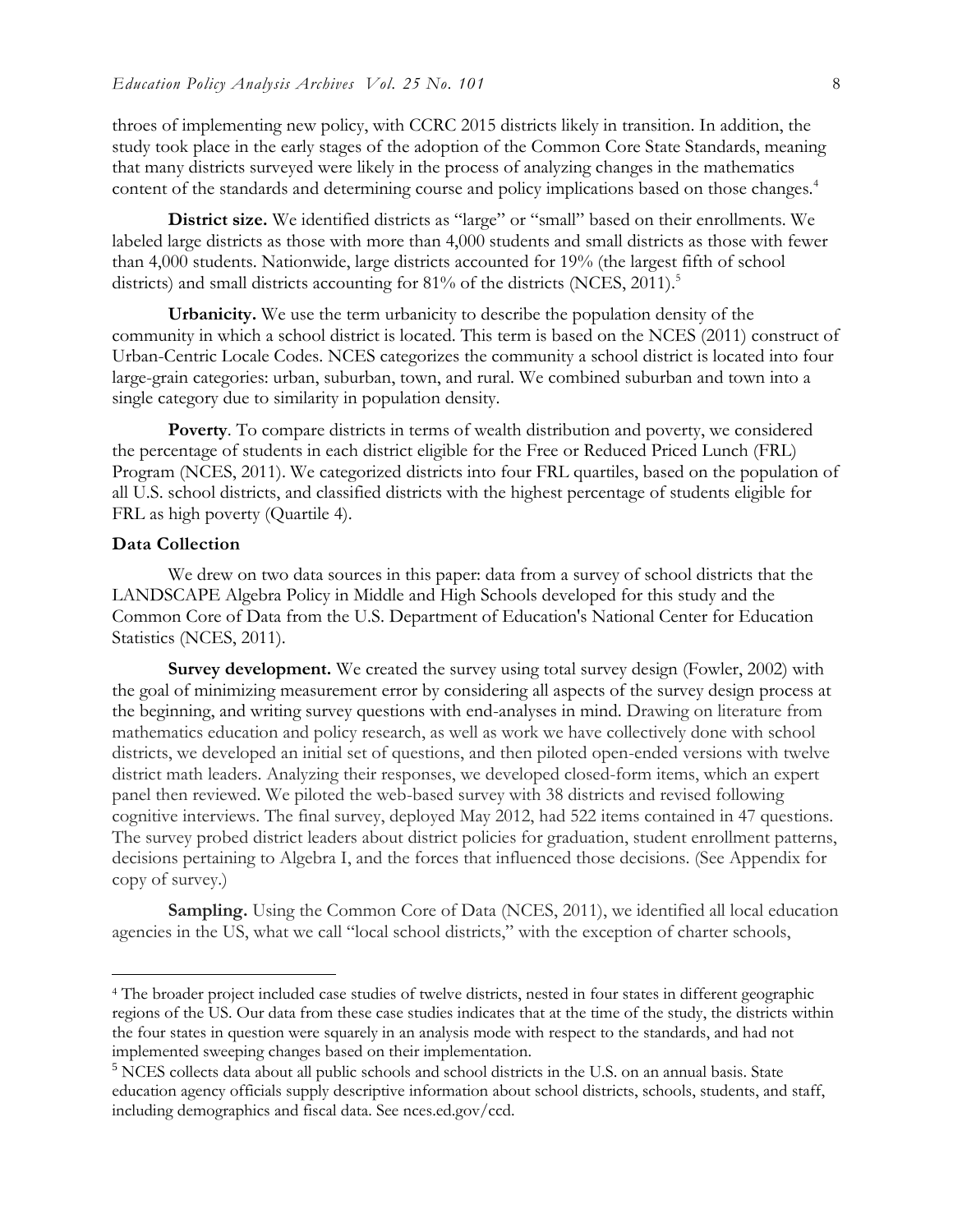throes of implementing new policy, with CCRC 2015 districts likely in transition. In addition, the study took place in the early stages of the adoption of the Common Core State Standards, meaning that many districts surveyed were likely in the process of analyzing changes in the mathematics content of the standards and determining course and policy implications based on those changes.[4]

**District size.** We identified districts as "large" or "small" based on their enrollments. We labeled large districts as those with more than 4,000 students and small districts as those with fewer than 4,000 students. Nationwide, large districts accounted for 19% (the largest fifth of school districts) and small districts accounting for 81% of the districts (NCES, 2011).[5]

**Urbanicity.** We use the term urbanicity to describe the population density of the community in which a school district is located. This term is based on the NCES (2011) construct of Urban-Centric Locale Codes. NCES categorizes the community a school district is located into four large-grain categories: urban, suburban, town, and rural. We combined suburban and town into a single category due to similarity in population density.

**Poverty**. To compare districts in terms of wealth distribution and poverty, we considered the percentage of students in each district eligible for the Free or Reduced Priced Lunch (FRL) Program (NCES, 2011). We categorized districts into four FRL quartiles, based on the population of all U.S. school districts, and classified districts with the highest percentage of students eligible for FRL as high poverty (Quartile 4).

### Data Collection

We drew on two data sources in this paper: data from a survey of school districts that the LANDSCAPE Algebra Policy in Middle and High Schools developed for this study and the Common Core of Data from the U.S. Department of Education's National Center for Education Statistics (NCES, 2011).

**Survey development.** We created the survey using total survey design (Fowler, 2002) with the goal of minimizing measurement error by considering all aspects of the survey design process at the beginning, and writing survey questions with end-analyses in mind. Drawing on literature from mathematics education and policy research, as well as work we have collectively done with school districts, we developed an initial set of questions, and then piloted open-ended versions with twelve district math leaders. Analyzing their responses, we developed closed-form items, which an expert panel then reviewed. We piloted the web-based survey with 38 districts and revised following cognitive interviews. The final survey, deployed May 2012, had 522 items contained in 47 questions. The survey probed district leaders about district policies for graduation, student enrollment patterns, decisions pertaining to Algebra I, and the forces that influenced those decisions. (See Appendix for copy of survey.)

**Sampling.** Using the Common Core of Data (NCES, 2011), we identified all local education agencies in the US, what we call "local school districts," with the exception of charter schools,

---

[4] The broader project included case studies of twelve districts, nested in four states in different geographic regions of the US. Our data from these case studies indicates that at the time of the study, the districts within the four states in question were squarely in an analysis mode with respect to the standards, and had not implemented sweeping changes based on their implementation.

[5] NCES collects data about all public schools and school districts in the U.S. on an annual basis. State education agency officials supply descriptive information about school districts, schools, students, and staff, including demographics and fiscal data. See nces.ed.gov/ccd.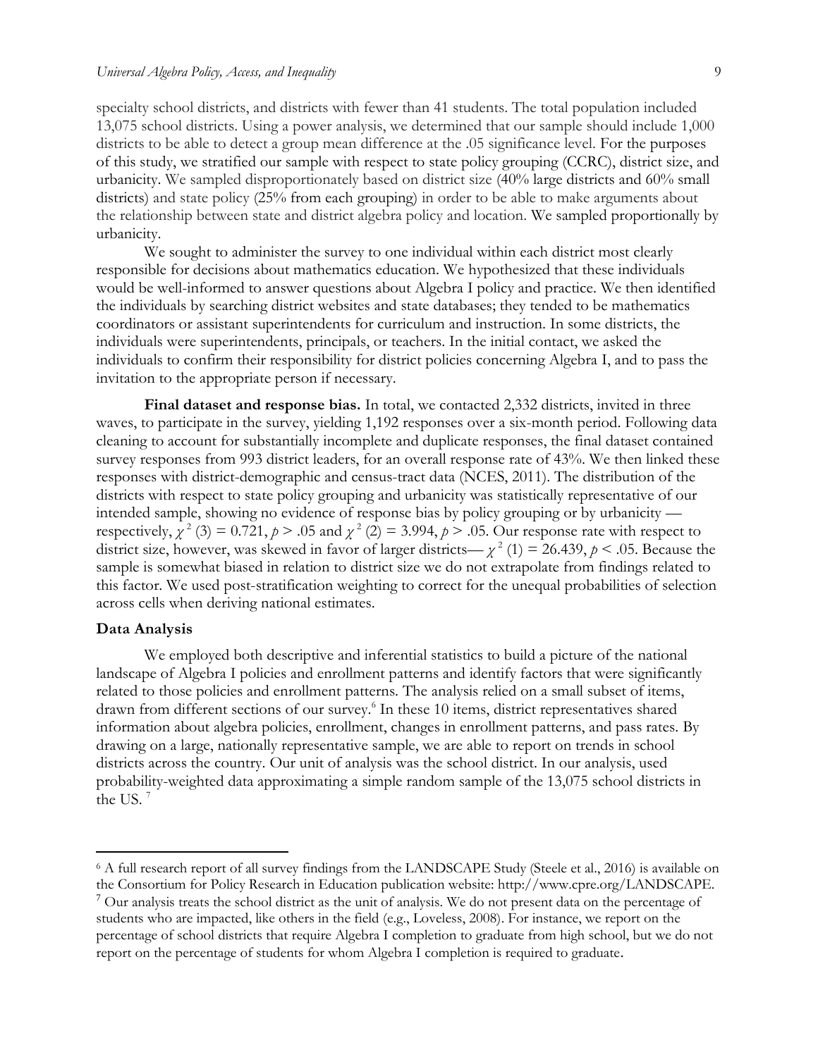specialty school districts, and districts with fewer than 41 students. The total population included 13,075 school districts. Using a power analysis, we determined that our sample should include 1,000 districts to be able to detect a group mean difference at the .05 significance level. For the purposes of this study, we stratified our sample with respect to state policy grouping (CCRC), district size, and urbanicity. We sampled disproportionately based on district size (40% large districts and 60% small districts) and state policy (25% from each grouping) in order to be able to make arguments about the relationship between state and district algebra policy and location. We sampled proportionally by urbanicity.

We sought to administer the survey to one individual within each district most clearly responsible for decisions about mathematics education. We hypothesized that these individuals would be well-informed to answer questions about Algebra I policy and practice. We then identified the individuals by searching district websites and state databases; they tended to be mathematics coordinators or assistant superintendents for curriculum and instruction. In some districts, the individuals were superintendents, principals, or teachers. In the initial contact, we asked the individuals to confirm their responsibility for district policies concerning Algebra I, and to pass the invitation to the appropriate person if necessary.

**Final dataset and response bias.** In total, we contacted 2,332 districts, invited in three waves, to participate in the survey, yielding 1,192 responses over a six-month period. Following data cleaning to account for substantially incomplete and duplicate responses, the final dataset contained survey responses from 993 district leaders, for an overall response rate of 43%. We then linked these responses with district-demographic and census-tract data (NCES, 2011). The distribution of the districts with respect to state policy grouping and urbanicity was statistically representative of our intended sample, showing no evidence of response bias by policy grouping or by urbanicity — respectively, $\chi^2(3) = 0.721$, $p > .05$ and $\chi^2(2) = 3.994$, $p > .05$. Our response rate with respect to district size, however, was skewed in favor of larger districts— $\chi^2(1) = 26.439$, $p < .05$. Because the sample is somewhat biased in relation to district size we do not extrapolate from findings related to this factor. We used post-stratification weighting to correct for the unequal probabilities of selection across cells when deriving national estimates.

### Data Analysis

We employed both descriptive and inferential statistics to build a picture of the national landscape of Algebra I policies and enrollment patterns and identify factors that were significantly related to those policies and enrollment patterns. The analysis relied on a small subset of items, drawn from different sections of our survey.[6] In these 10 items, district representatives shared information about algebra policies, enrollment, changes in enrollment patterns, and pass rates. By drawing on a large, nationally representative sample, we are able to report on trends in school districts across the country. Our unit of analysis was the school district. In our analysis, used probability-weighted data approximating a simple random sample of the 13,075 school districts in the US. [7]

---

[6] A full research report of all survey findings from the LANDSCAPE Study (Steele et al., 2016) is available on the Consortium for Policy Research in Education publication website: http://www.cpre.org/LANDSCAPE.

[7] Our analysis treats the school district as the unit of analysis. We do not present data on the percentage of students who are impacted, like others in the field (e.g., Loveless, 2008). For instance, we report on the percentage of school districts that require Algebra I completion to graduate from high school, but we do not report on the percentage of students for whom Algebra I completion is required to graduate.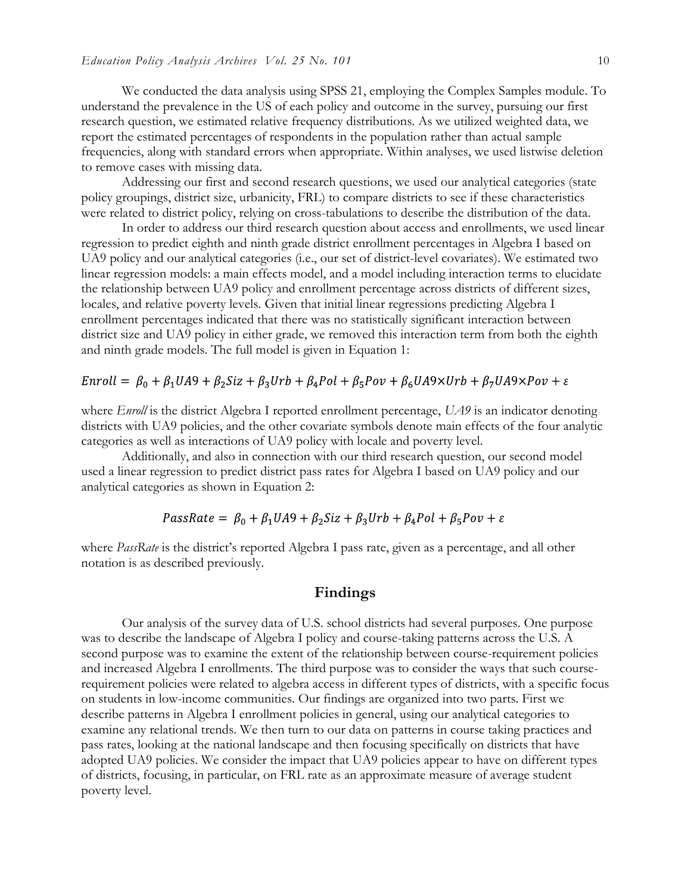We conducted the data analysis using SPSS 21, employing the Complex Samples module. To understand the prevalence in the US of each policy and outcome in the survey, pursuing our first research question, we estimated relative frequency distributions. As we utilized weighted data, we report the estimated percentages of respondents in the population rather than actual sample frequencies, along with standard errors when appropriate. Within analyses, we used listwise deletion to remove cases with missing data.

Addressing our first and second research questions, we used our analytical categories (state policy groupings, district size, urbanicity, FRL) to compare districts to see if these characteristics were related to district policy, relying on cross-tabulations to describe the distribution of the data.

In order to address our third research question about access and enrollments, we used linear regression to predict eighth and ninth grade district enrollment percentages in Algebra I based on UA9 policy and our analytical categories (i.e., our set of district-level covariates). We estimated two linear regression models: a main effects model, and a model including interaction terms to elucidate the relationship between UA9 policy and enrollment percentage across districts of different sizes, locales, and relative poverty levels. Given that initial linear regressions predicting Algebra I enrollment percentages indicated that there was no statistically significant interaction between district size and UA9 policy in either grade, we removed this interaction term from both the eighth and ninth grade models. The full model is given in Equation 1:

$$Enroll = \beta_0 + \beta_1 UA9 + \beta_2 Siz + \beta_3 Urb + \beta_4 Pol + \beta_5 Pov + \beta_6 UA9 \times Urb + \beta_7 UA9 \times Pov + \varepsilon$$

where *Enroll* is the district Algebra I reported enrollment percentage, *UA9* is an indicator denoting districts with UA9 policies, and the other covariate symbols denote main effects of the four analytic categories as well as interactions of UA9 policy with locale and poverty level.

Additionally, and also in connection with our third research question, our second model used a linear regression to predict district pass rates for Algebra I based on UA9 policy and our analytical categories as shown in Equation 2:

$$PassRate = \beta_0 + \beta_1 UA9 + \beta_2 Siz + \beta_3 Urb + \beta_4 Pol + \beta_5 Pov + \varepsilon$$

where *PassRate* is the district's reported Algebra I pass rate, given as a percentage, and all other notation is as described previously.

## Findings

Our analysis of the survey data of U.S. school districts had several purposes. One purpose was to describe the landscape of Algebra I policy and course-taking patterns across the U.S. A second purpose was to examine the extent of the relationship between course-requirement policies and increased Algebra I enrollments. The third purpose was to consider the ways that such course-requirement policies were related to algebra access in different types of districts, with a specific focus on students in low-income communities. Our findings are organized into two parts. First we describe patterns in Algebra I enrollment policies in general, using our analytical categories to examine any relational trends. We then turn to our data on patterns in course taking practices and pass rates, looking at the national landscape and then focusing specifically on districts that have adopted UA9 policies. We consider the impact that UA9 policies appear to have on different types of districts, focusing, in particular, on FRL rate as an approximate measure of average student poverty level.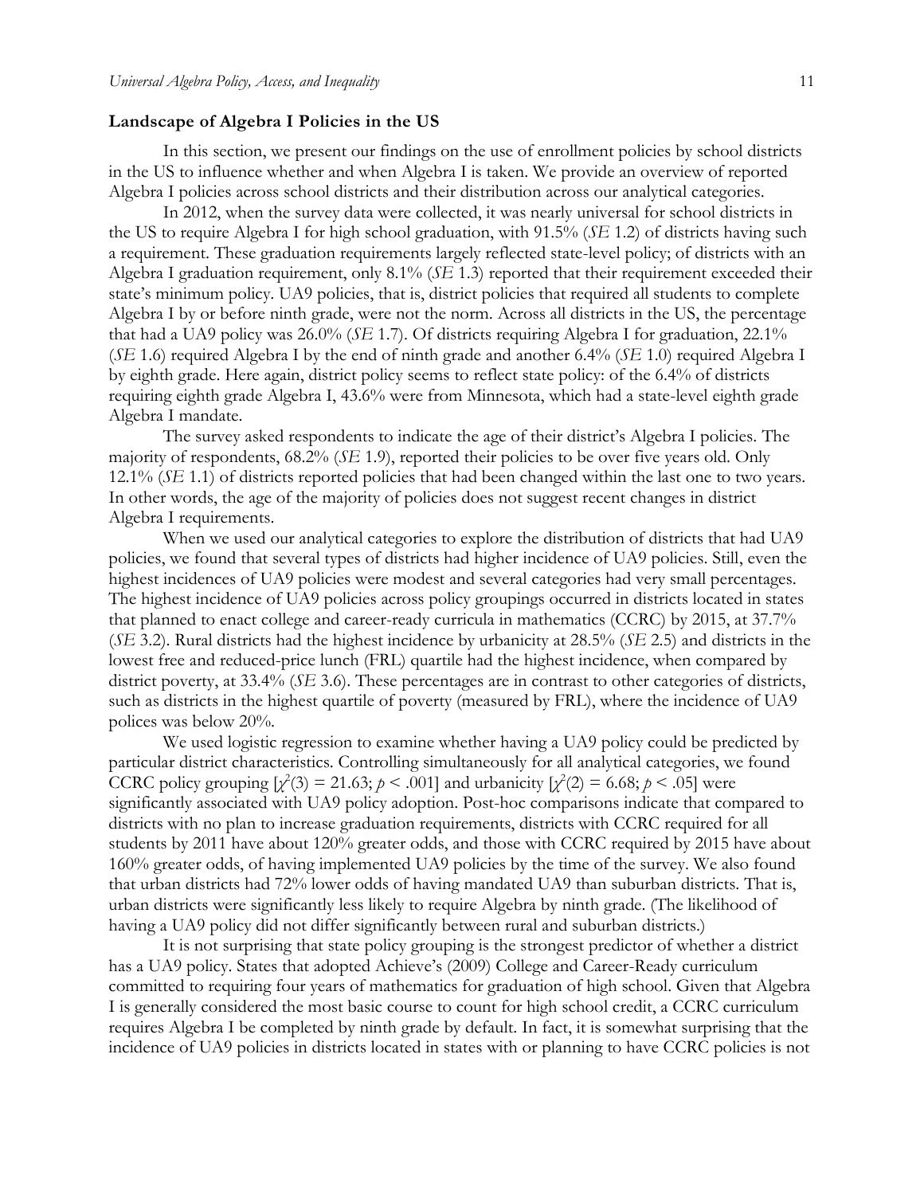### Landscape of Algebra I Policies in the US

In this section, we present our findings on the use of enrollment policies by school districts in the US to influence whether and when Algebra I is taken. We provide an overview of reported Algebra I policies across school districts and their distribution across our analytical categories.

In 2012, when the survey data were collected, it was nearly universal for school districts in the US to require Algebra I for high school graduation, with 91.5% (*SE* 1.2) of districts having such a requirement. These graduation requirements largely reflected state-level policy; of districts with an Algebra I graduation requirement, only 8.1% (*SE* 1.3) reported that their requirement exceeded their state's minimum policy. UA9 policies, that is, district policies that required all students to complete Algebra I by or before ninth grade, were not the norm. Across all districts in the US, the percentage that had a UA9 policy was 26.0% (*SE* 1.7). Of districts requiring Algebra I for graduation, 22.1% (*SE* 1.6) required Algebra I by the end of ninth grade and another 6.4% (*SE* 1.0) required Algebra I by eighth grade. Here again, district policy seems to reflect state policy: of the 6.4% of districts requiring eighth grade Algebra I, 43.6% were from Minnesota, which had a state-level eighth grade Algebra I mandate.

The survey asked respondents to indicate the age of their district's Algebra I policies. The majority of respondents, 68.2% (*SE* 1.9), reported their policies to be over five years old. Only 12.1% (*SE* 1.1) of districts reported policies that had been changed within the last one to two years. In other words, the age of the majority of policies does not suggest recent changes in district Algebra I requirements.

When we used our analytical categories to explore the distribution of districts that had UA9 policies, we found that several types of districts had higher incidence of UA9 policies. Still, even the highest incidences of UA9 policies were modest and several categories had very small percentages. The highest incidence of UA9 policies across policy groupings occurred in districts located in states that planned to enact college and career-ready curricula in mathematics (CCRC) by 2015, at 37.7% (*SE* 3.2). Rural districts had the highest incidence by urbanicity at 28.5% (*SE* 2.5) and districts in the lowest free and reduced-price lunch (FRL) quartile had the highest incidence, when compared by district poverty, at 33.4% (*SE* 3.6). These percentages are in contrast to other categories of districts, such as districts in the highest quartile of poverty (measured by FRL), where the incidence of UA9 polices was below 20%.

We used logistic regression to examine whether having a UA9 policy could be predicted by particular district characteristics. Controlling simultaneously for all analytical categories, we found CCRC policy grouping [$\chi^2(3) = 21.63$; $p < .001$] and urbanicity [$\chi^2(2) = 6.68$; $p < .05$] were significantly associated with UA9 policy adoption. Post-hoc comparisons indicate that compared to districts with no plan to increase graduation requirements, districts with CCRC required for all students by 2011 have about 120% greater odds, and those with CCRC required by 2015 have about 160% greater odds, of having implemented UA9 policies by the time of the survey. We also found that urban districts had 72% lower odds of having mandated UA9 than suburban districts. That is, urban districts were significantly less likely to require Algebra by ninth grade. (The likelihood of having a UA9 policy did not differ significantly between rural and suburban districts.)

It is not surprising that state policy grouping is the strongest predictor of whether a district has a UA9 policy. States that adopted Achieve's (2009) College and Career-Ready curriculum committed to requiring four years of mathematics for graduation of high school. Given that Algebra I is generally considered the most basic course to count for high school credit, a CCRC curriculum requires Algebra I be completed by ninth grade by default. In fact, it is somewhat surprising that the incidence of UA9 policies in districts located in states with or planning to have CCRC policies is not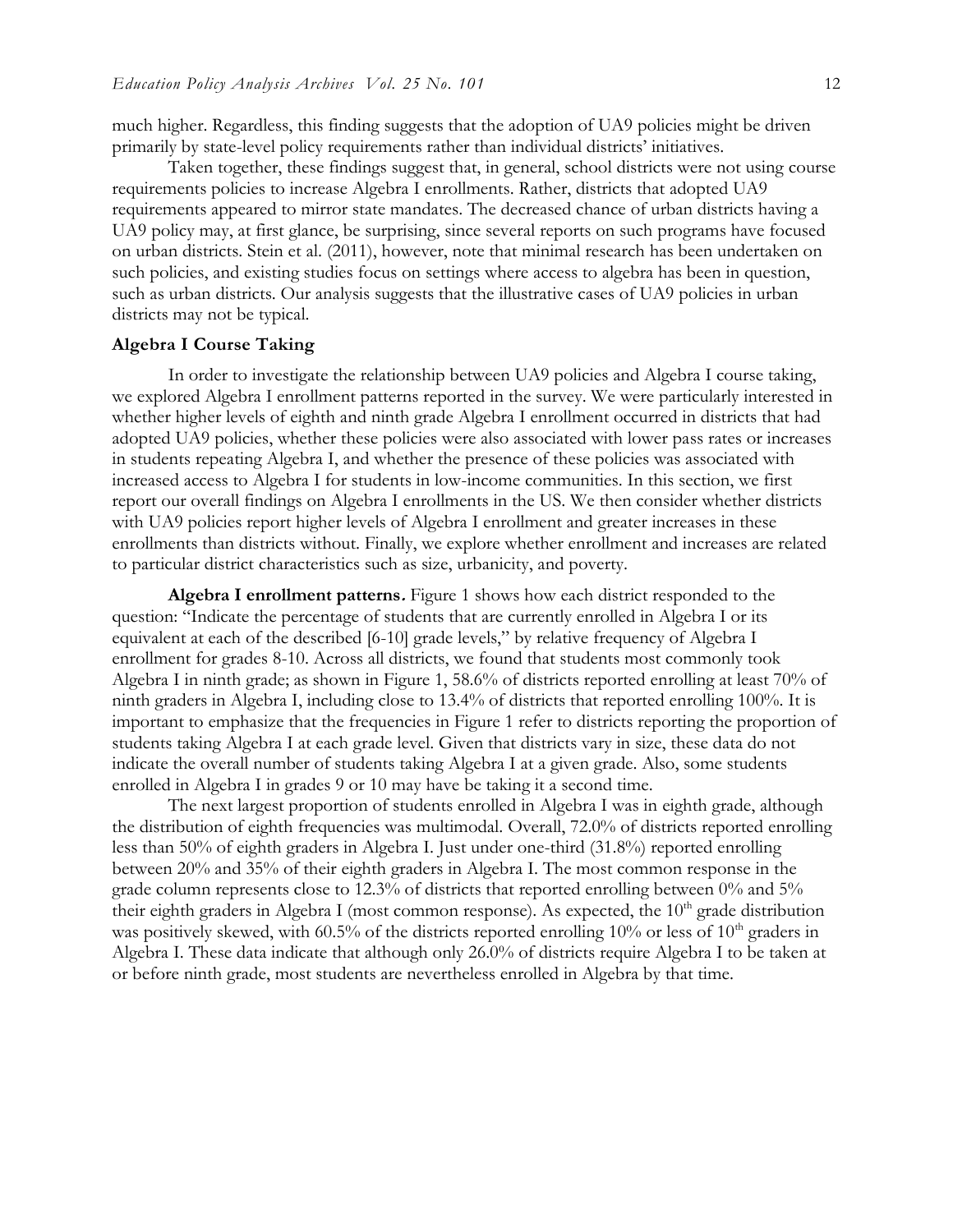much higher. Regardless, this finding suggests that the adoption of UA9 policies might be driven primarily by state-level policy requirements rather than individual districts' initiatives.

Taken together, these findings suggest that, in general, school districts were not using course requirements policies to increase Algebra I enrollments. Rather, districts that adopted UA9 requirements appeared to mirror state mandates. The decreased chance of urban districts having a UA9 policy may, at first glance, be surprising, since several reports on such programs have focused on urban districts. Stein et al. (2011), however, note that minimal research has been undertaken on such policies, and existing studies focus on settings where access to algebra has been in question, such as urban districts. Our analysis suggests that the illustrative cases of UA9 policies in urban districts may not be typical.

### Algebra I Course Taking

In order to investigate the relationship between UA9 policies and Algebra I course taking, we explored Algebra I enrollment patterns reported in the survey. We were particularly interested in whether higher levels of eighth and ninth grade Algebra I enrollment occurred in districts that had adopted UA9 policies, whether these policies were also associated with lower pass rates or increases in students repeating Algebra I, and whether the presence of these policies was associated with increased access to Algebra I for students in low-income communities. In this section, we first report our overall findings on Algebra I enrollments in the US. We then consider whether districts with UA9 policies report higher levels of Algebra I enrollment and greater increases in these enrollments than districts without. Finally, we explore whether enrollment and increases are related to particular district characteristics such as size, urbanicity, and poverty.

**Algebra I enrollment patterns.** Figure 1 shows how each district responded to the question: "Indicate the percentage of students that are currently enrolled in Algebra I or its equivalent at each of the described [6-10] grade levels," by relative frequency of Algebra I enrollment for grades 8-10. Across all districts, we found that students most commonly took Algebra I in ninth grade; as shown in Figure 1, 58.6% of districts reported enrolling at least 70% of ninth graders in Algebra I, including close to 13.4% of districts that reported enrolling 100%. It is important to emphasize that the frequencies in Figure 1 refer to districts reporting the proportion of students taking Algebra I at each grade level. Given that districts vary in size, these data do not indicate the overall number of students taking Algebra I at a given grade. Also, some students enrolled in Algebra I in grades 9 or 10 may have be taking it a second time.

The next largest proportion of students enrolled in Algebra I was in eighth grade, although the distribution of eighth frequencies was multimodal. Overall, 72.0% of districts reported enrolling less than 50% of eighth graders in Algebra I. Just under one-third (31.8%) reported enrolling between 20% and 35% of their eighth graders in Algebra I. The most common response in the grade column represents close to 12.3% of districts that reported enrolling between 0% and 5% their eighth graders in Algebra I (most common response). As expected, the 10th grade distribution was positively skewed, with 60.5% of the districts reported enrolling 10% or less of 10th graders in Algebra I. These data indicate that although only 26.0% of districts require Algebra I to be taken at or before ninth grade, most students are nevertheless enrolled in Algebra by that time.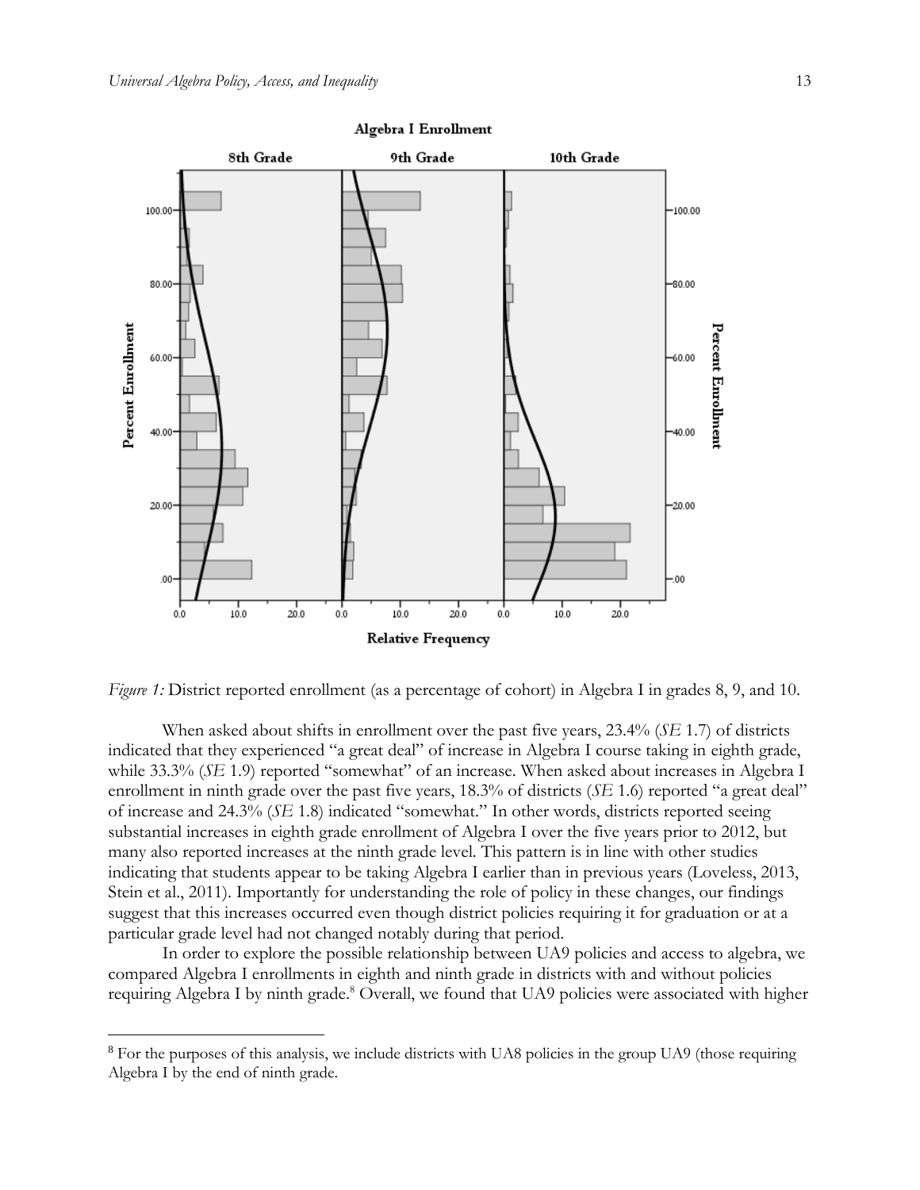*Figure 1:* District reported enrollment (as a percentage of cohort) in Algebra I in grades 8, 9, and 10.

When asked about shifts in enrollment over the past five years, 23.4% (*SE* 1.7) of districts indicated that they experienced "a great deal" of increase in Algebra I course taking in eighth grade, while 33.3% (*SE* 1.9) reported "somewhat" of an increase. When asked about increases in Algebra I enrollment in ninth grade over the past five years, 18.3% of districts (*SE* 1.6) reported "a great deal" of increase and 24.3% (*SE* 1.8) indicated "somewhat." In other words, districts reported seeing substantial increases in eighth grade enrollment of Algebra I over the five years prior to 2012, but many also reported increases at the ninth grade level. This pattern is in line with other studies indicating that students appear to be taking Algebra I earlier than in previous years (Loveless, 2013, Stein et al., 2011). Importantly for understanding the role of policy in these changes, our findings suggest that this increases occurred even though district policies requiring it for graduation or at a particular grade level had not changed notably during that period.

In order to explore the possible relationship between UA9 policies and access to algebra, we compared Algebra I enrollments in eighth and ninth grade in districts with and without policies requiring Algebra I by ninth grade.[8] Overall, we found that UA9 policies were associated with higher

[8] For the purposes of this analysis, we include districts with UA8 policies in the group UA9 (those requiring Algebra I by the end of ninth grade.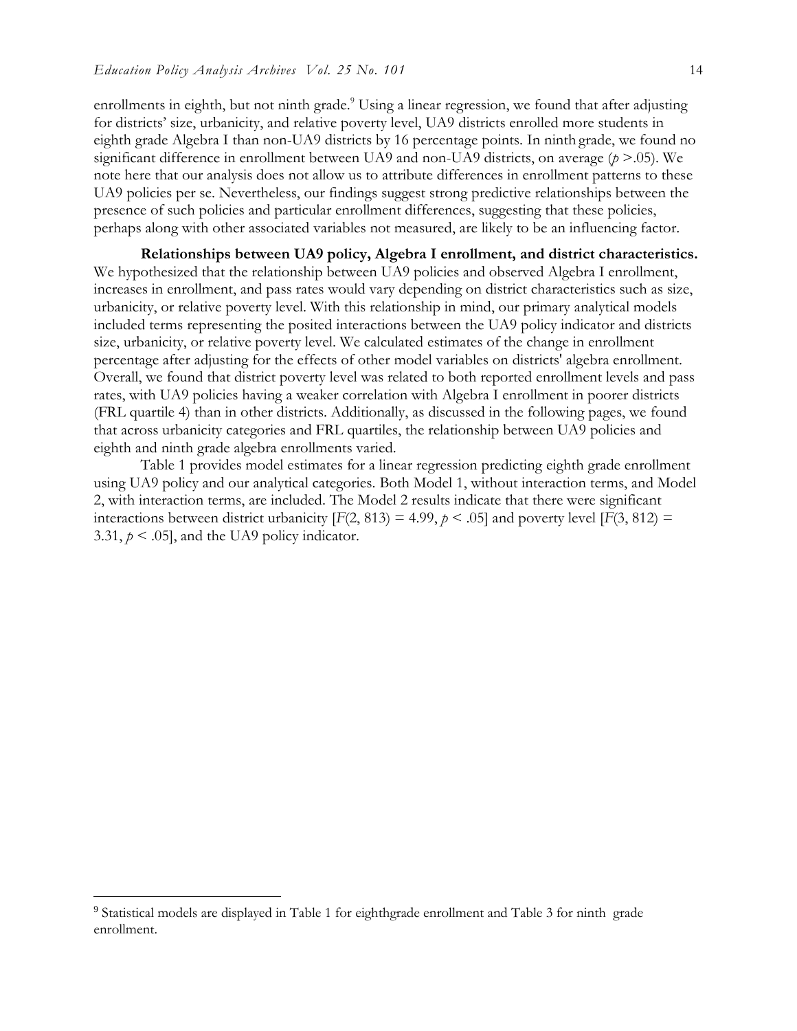enrollments in eighth, but not ninth grade.[9] Using a linear regression, we found that after adjusting for districts' size, urbanicity, and relative poverty level, UA9 districts enrolled more students in eighth grade Algebra I than non-UA9 districts by 16 percentage points. In ninth grade, we found no significant difference in enrollment between UA9 and non-UA9 districts, on average ($p$ >.05). We note here that our analysis does not allow us to attribute differences in enrollment patterns to these UA9 policies per se. Nevertheless, our findings suggest strong predictive relationships between the presence of such policies and particular enrollment differences, suggesting that these policies, perhaps along with other associated variables not measured, are likely to be an influencing factor.

**Relationships between UA9 policy, Algebra I enrollment, and district characteristics.** We hypothesized that the relationship between UA9 policies and observed Algebra I enrollment, increases in enrollment, and pass rates would vary depending on district characteristics such as size, urbanicity, or relative poverty level. With this relationship in mind, our primary analytical models included terms representing the posited interactions between the UA9 policy indicator and districts size, urbanicity, or relative poverty level. We calculated estimates of the change in enrollment percentage after adjusting for the effects of other model variables on districts' algebra enrollment. Overall, we found that district poverty level was related to both reported enrollment levels and pass rates, with UA9 policies having a weaker correlation with Algebra I enrollment in poorer districts (FRL quartile 4) than in other districts. Additionally, as discussed in the following pages, we found that across urbanicity categories and FRL quartiles, the relationship between UA9 policies and eighth and ninth grade algebra enrollments varied.

Table 1 provides model estimates for a linear regression predicting eighth grade enrollment using UA9 policy and our analytical categories. Both Model 1, without interaction terms, and Model 2, with interaction terms, are included. The Model 2 results indicate that there were significant interactions between district urbanicity [$F(2, 813) = 4.99$, $p < .05$] and poverty level [$F(3, 812) = 3.31$, $p < .05$], and the UA9 policy indicator.

[9] Statistical models are displayed in Table 1 for eighthgrade enrollment and Table 3 for ninth grade enrollment.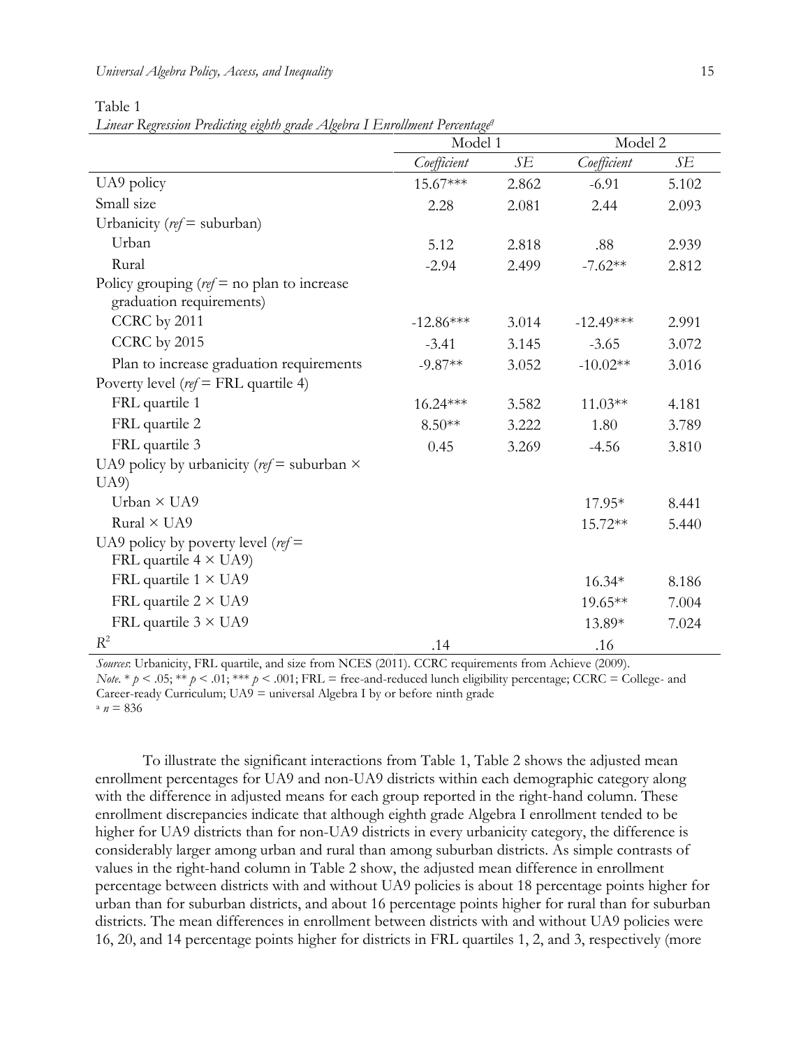Table 1

*Linear Regression Predicting eighth grade Algebra I Enrollment Percentage*[a]

| | Model 1 | | Model 2 | |
|---|---|---|---|---|
| | *Coefficient* | *SE* | *Coefficient* | *SE* |
| UA9 policy | 15.67*** | 2.862 | -6.91 | 5.102 |
| Small size | 2.28 | 2.081 | 2.44 | 2.093 |
| Urbanicity (*ref* = suburban) | | | | |
| Urban | 5.12 | 2.818 | .88 | 2.939 |
| Rural | -2.94 | 2.499 | -7.62** | 2.812 |
| Policy grouping (*ref* = no plan to increase graduation requirements) | | | | |
| CCRC by 2011 | -12.86*** | 3.014 | -12.49*** | 2.991 |
| CCRC by 2015 | -3.41 | 3.145 | -3.65 | 3.072 |
| Plan to increase graduation requirements | -9.87** | 3.052 | -10.02** | 3.016 |
| Poverty level (*ref* = FRL quartile 4) | | | | |
| FRL quartile 1 | 16.24*** | 3.582 | 11.03** | 4.181 |
| FRL quartile 2 | 8.50** | 3.222 | 1.80 | 3.789 |
| FRL quartile 3 | 0.45 | 3.269 | -4.56 | 3.810 |
| UA9 policy by urbanicity (*ref* = suburban × UA9) | | | | |
| Urban × UA9 | | | 17.95* | 8.441 |
| Rural × UA9 | | | 15.72** | 5.440 |
| UA9 policy by poverty level (*ref* = FRL quartile 4 × UA9) | | | | |
| FRL quartile 1 × UA9 | | | 16.34* | 8.186 |
| FRL quartile 2 × UA9 | | | 19.65** | 7.004 |
| FRL quartile 3 × UA9 | | | 13.89* | 7.024 |
| $R^2$ | .14 | | .16 | |

*Sources*: Urbanicity, FRL quartile, and size from NCES (2011). CCRC requirements from Achieve (2009).
*Note*. * $p < .05$; ** $p < .01$; *** $p < .001$; FRL = free-and-reduced lunch eligibility percentage; CCRC = College- and Career-ready Curriculum; UA9 = universal Algebra I by or before ninth grade
[a] $n = 836$

To illustrate the significant interactions from Table 1, Table 2 shows the adjusted mean enrollment percentages for UA9 and non-UA9 districts within each demographic category along with the difference in adjusted means for each group reported in the right-hand column. These enrollment discrepancies indicate that although eighth grade Algebra I enrollment tended to be higher for UA9 districts than for non-UA9 districts in every urbanicity category, the difference is considerably larger among urban and rural than among suburban districts. As simple contrasts of values in the right-hand column in Table 2 show, the adjusted mean difference in enrollment percentage between districts with and without UA9 policies is about 18 percentage points higher for urban than for suburban districts, and about 16 percentage points higher for rural than for suburban districts. The mean differences in enrollment between districts with and without UA9 policies were 16, 20, and 14 percentage points higher for districts in FRL quartiles 1, 2, and 3, respectively (more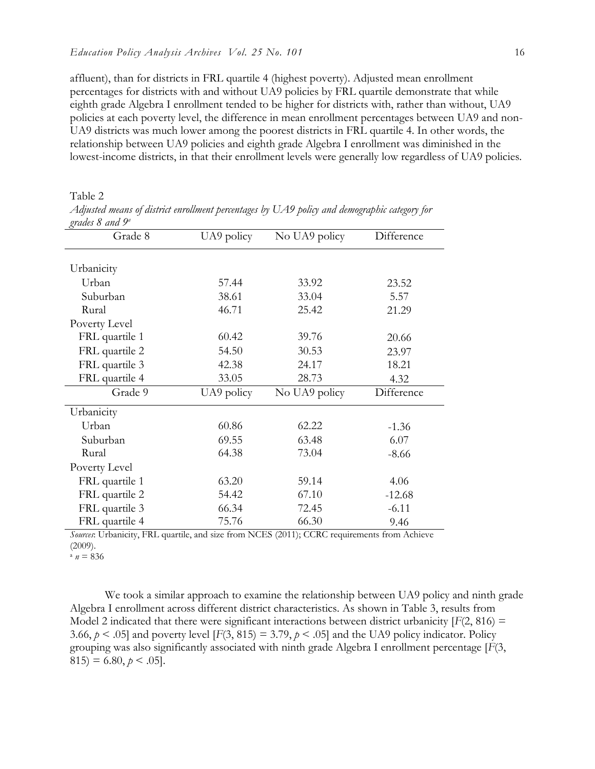affluent), than for districts in FRL quartile 4 (highest poverty). Adjusted mean enrollment percentages for districts with and without UA9 policies by FRL quartile demonstrate that while eighth grade Algebra I enrollment tended to be higher for districts with, rather than without, UA9 policies at each poverty level, the difference in mean enrollment percentages between UA9 and non-UA9 districts was much lower among the poorest districts in FRL quartile 4. In other words, the relationship between UA9 policies and eighth grade Algebra I enrollment was diminished in the lowest-income districts, in that their enrollment levels were generally low regardless of UA9 policies.

Table 2
*Adjusted means of district enrollment percentages by UA9 policy and demographic category for grades 8 and 9*[a]

| Grade 8 | UA9 policy | No UA9 policy | Difference |
|---|---|---|---|
| Urbanicity | | | |
| Urban | 57.44 | 33.92 | 23.52 |
| Suburban | 38.61 | 33.04 | 5.57 |
| Rural | 46.71 | 25.42 | 21.29 |
| Poverty Level | | | |
| FRL quartile 1 | 60.42 | 39.76 | 20.66 |
| FRL quartile 2 | 54.50 | 30.53 | 23.97 |
| FRL quartile 3 | 42.38 | 24.17 | 18.21 |
| FRL quartile 4 | 33.05 | 28.73 | 4.32 |
| **Grade 9** | **UA9 policy** | **No UA9 policy** | **Difference** |
| Urbanicity | | | |
| Urban | 60.86 | 62.22 | -1.36 |
| Suburban | 69.55 | 63.48 | 6.07 |
| Rural | 64.38 | 73.04 | -8.66 |
| Poverty Level | | | |
| FRL quartile 1 | 63.20 | 59.14 | 4.06 |
| FRL quartile 2 | 54.42 | 67.10 | -12.68 |
| FRL quartile 3 | 66.34 | 72.45 | -6.11 |
| FRL quartile 4 | 75.76 | 66.30 | 9.46 |

*Sources*: Urbanicity, FRL quartile, and size from NCES (2011); CCRC requirements from Achieve (2009).
[a] $n = 836$

We took a similar approach to examine the relationship between UA9 policy and ninth grade Algebra I enrollment across different district characteristics. As shown in Table 3, results from Model 2 indicated that there were significant interactions between district urbanicity [$F(2, 816) = 3.66, p < .05$] and poverty level [$F(3, 815) = 3.79, p < .05$] and the UA9 policy indicator. Policy grouping was also significantly associated with ninth grade Algebra I enrollment percentage [$F(3, 815) = 6.80, p < .05$].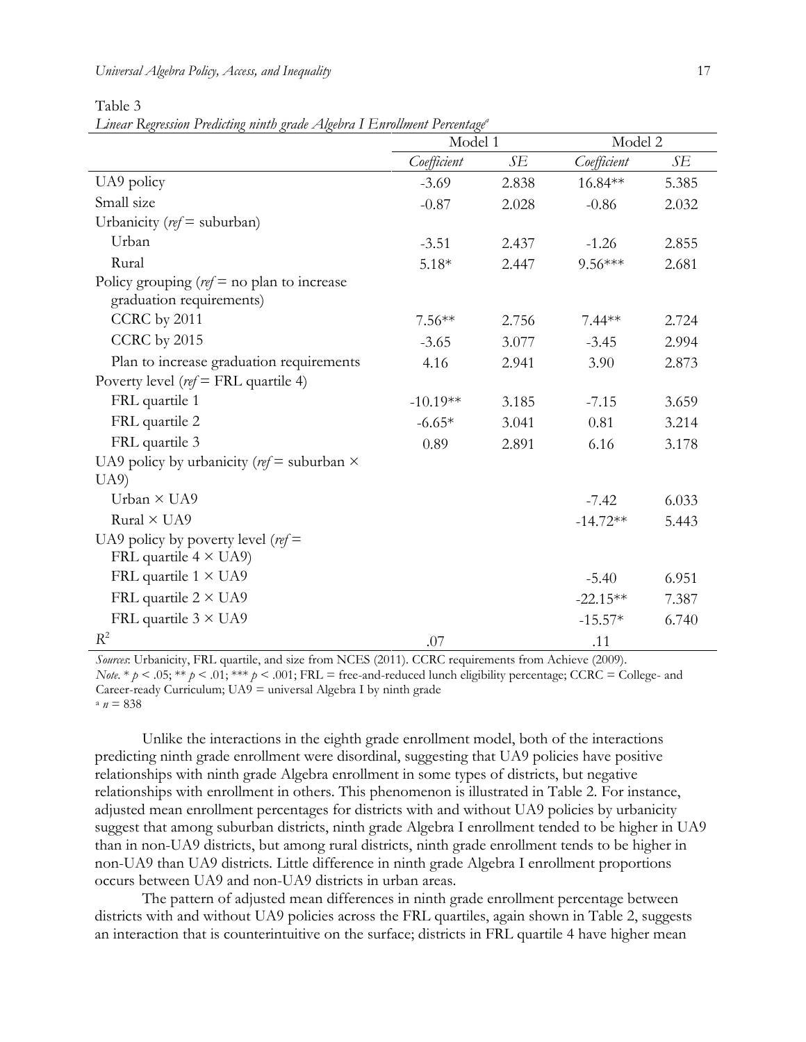Table 3

*Linear Regression Predicting ninth grade Algebra I Enrollment Percentage*[a]

| | Model 1 | | Model 2 | |
|---|---|---|---|---|
| | *Coefficient* | *SE* | *Coefficient* | *SE* |
| UA9 policy | -3.69 | 2.838 | 16.84** | 5.385 |
| Small size | -0.87 | 2.028 | -0.86 | 2.032 |
| Urbanicity (*ref* = suburban) | | | | |
| Urban | -3.51 | 2.437 | -1.26 | 2.855 |
| Rural | 5.18* | 2.447 | 9.56*** | 2.681 |
| Policy grouping (*ref* = no plan to increase graduation requirements) | | | | |
| CCRC by 2011 | 7.56** | 2.756 | 7.44** | 2.724 |
| CCRC by 2015 | -3.65 | 3.077 | -3.45 | 2.994 |
| Plan to increase graduation requirements | 4.16 | 2.941 | 3.90 | 2.873 |
| Poverty level (*ref* = FRL quartile 4) | | | | |
| FRL quartile 1 | -10.19** | 3.185 | -7.15 | 3.659 |
| FRL quartile 2 | -6.65* | 3.041 | 0.81 | 3.214 |
| FRL quartile 3 | 0.89 | 2.891 | 6.16 | 3.178 |
| UA9 policy by urbanicity (*ref* = suburban × UA9) | | | | |
| Urban × UA9 | | | -7.42 | 6.033 |
| Rural × UA9 | | | -14.72** | 5.443 |
| UA9 policy by poverty level (*ref* = FRL quartile 4 × UA9) | | | | |
| FRL quartile 1 × UA9 | | | -5.40 | 6.951 |
| FRL quartile 2 × UA9 | | | -22.15** | 7.387 |
| FRL quartile 3 × UA9 | | | -15.57* | 6.740 |
| $R^2$ | .07 | | .11 | |

*Sources*: Urbanicity, FRL quartile, and size from NCES (2011). CCRC requirements from Achieve (2009).
*Note*. * $p < .05$; ** $p < .01$; *** $p < .001$; FRL = free-and-reduced lunch eligibility percentage; CCRC = College- and Career-ready Curriculum; UA9 = universal Algebra I by ninth grade
[a] $n = 838$

Unlike the interactions in the eighth grade enrollment model, both of the interactions predicting ninth grade enrollment were disordinal, suggesting that UA9 policies have positive relationships with ninth grade Algebra enrollment in some types of districts, but negative relationships with enrollment in others. This phenomenon is illustrated in Table 2. For instance, adjusted mean enrollment percentages for districts with and without UA9 policies by urbanicity suggest that among suburban districts, ninth grade Algebra I enrollment tended to be higher in UA9 than in non-UA9 districts, but among rural districts, ninth grade enrollment tends to be higher in non-UA9 than UA9 districts. Little difference in ninth grade Algebra I enrollment proportions occurs between UA9 and non-UA9 districts in urban areas.

The pattern of adjusted mean differences in ninth grade enrollment percentage between districts with and without UA9 policies across the FRL quartiles, again shown in Table 2, suggests an interaction that is counterintuitive on the surface; districts in FRL quartile 4 have higher mean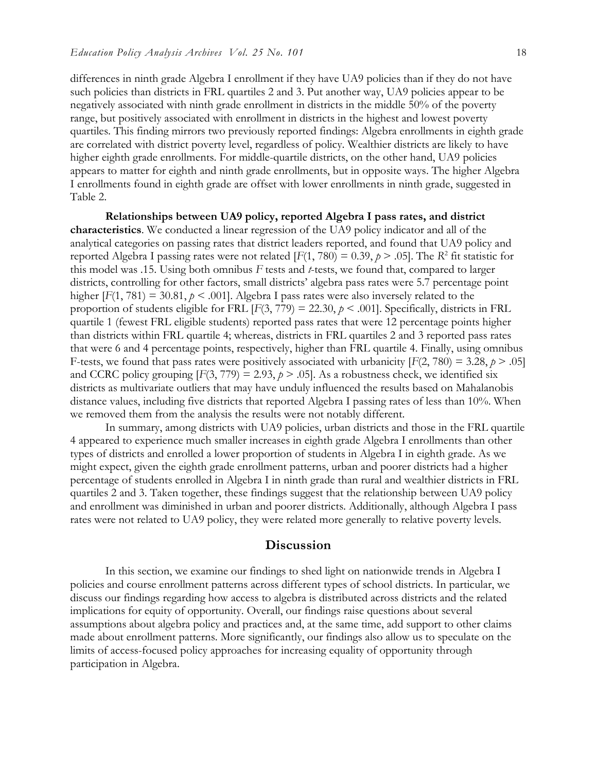differences in ninth grade Algebra I enrollment if they have UA9 policies than if they do not have such policies than districts in FRL quartiles 2 and 3. Put another way, UA9 policies appear to be negatively associated with ninth grade enrollment in districts in the middle 50% of the poverty range, but positively associated with enrollment in districts in the highest and lowest poverty quartiles. This finding mirrors two previously reported findings: Algebra enrollments in eighth grade are correlated with district poverty level, regardless of policy. Wealthier districts are likely to have higher eighth grade enrollments. For middle-quartile districts, on the other hand, UA9 policies appears to matter for eighth and ninth grade enrollments, but in opposite ways. The higher Algebra I enrollments found in eighth grade are offset with lower enrollments in ninth grade, suggested in Table 2.

**Relationships between UA9 policy, reported Algebra I pass rates, and district characteristics**. We conducted a linear regression of the UA9 policy indicator and all of the analytical categories on passing rates that district leaders reported, and found that UA9 policy and reported Algebra I passing rates were not related [$F(1, 780) = 0.39, p > .05$]. The $R^2$ fit statistic for this model was .15. Using both omnibus $F$ tests and $t$-tests, we found that, compared to larger districts, controlling for other factors, small districts' algebra pass rates were 5.7 percentage point higher [$F(1, 781) = 30.81, p < .001$]. Algebra I pass rates were also inversely related to the proportion of students eligible for FRL [$F(3, 779) = 22.30, p < .001$]. Specifically, districts in FRL quartile 1 (fewest FRL eligible students) reported pass rates that were 12 percentage points higher than districts within FRL quartile 4; whereas, districts in FRL quartiles 2 and 3 reported pass rates that were 6 and 4 percentage points, respectively, higher than FRL quartile 4. Finally, using omnibus F-tests, we found that pass rates were positively associated with urbanicity [$F(2, 780) = 3.28, p > .05$] and CCRC policy grouping [$F(3, 779) = 2.93, p > .05$]. As a robustness check, we identified six districts as multivariate outliers that may have unduly influenced the results based on Mahalanobis distance values, including five districts that reported Algebra I passing rates of less than 10%. When we removed them from the analysis the results were not notably different.

In summary, among districts with UA9 policies, urban districts and those in the FRL quartile 4 appeared to experience much smaller increases in eighth grade Algebra I enrollments than other types of districts and enrolled a lower proportion of students in Algebra I in eighth grade. As we might expect, given the eighth grade enrollment patterns, urban and poorer districts had a higher percentage of students enrolled in Algebra I in ninth grade than rural and wealthier districts in FRL quartiles 2 and 3. Taken together, these findings suggest that the relationship between UA9 policy and enrollment was diminished in urban and poorer districts. Additionally, although Algebra I pass rates were not related to UA9 policy, they were related more generally to relative poverty levels.

## Discussion

In this section, we examine our findings to shed light on nationwide trends in Algebra I policies and course enrollment patterns across different types of school districts. In particular, we discuss our findings regarding how access to algebra is distributed across districts and the related implications for equity of opportunity. Overall, our findings raise questions about several assumptions about algebra policy and practices and, at the same time, add support to other claims made about enrollment patterns. More significantly, our findings also allow us to speculate on the limits of access-focused policy approaches for increasing equality of opportunity through participation in Algebra.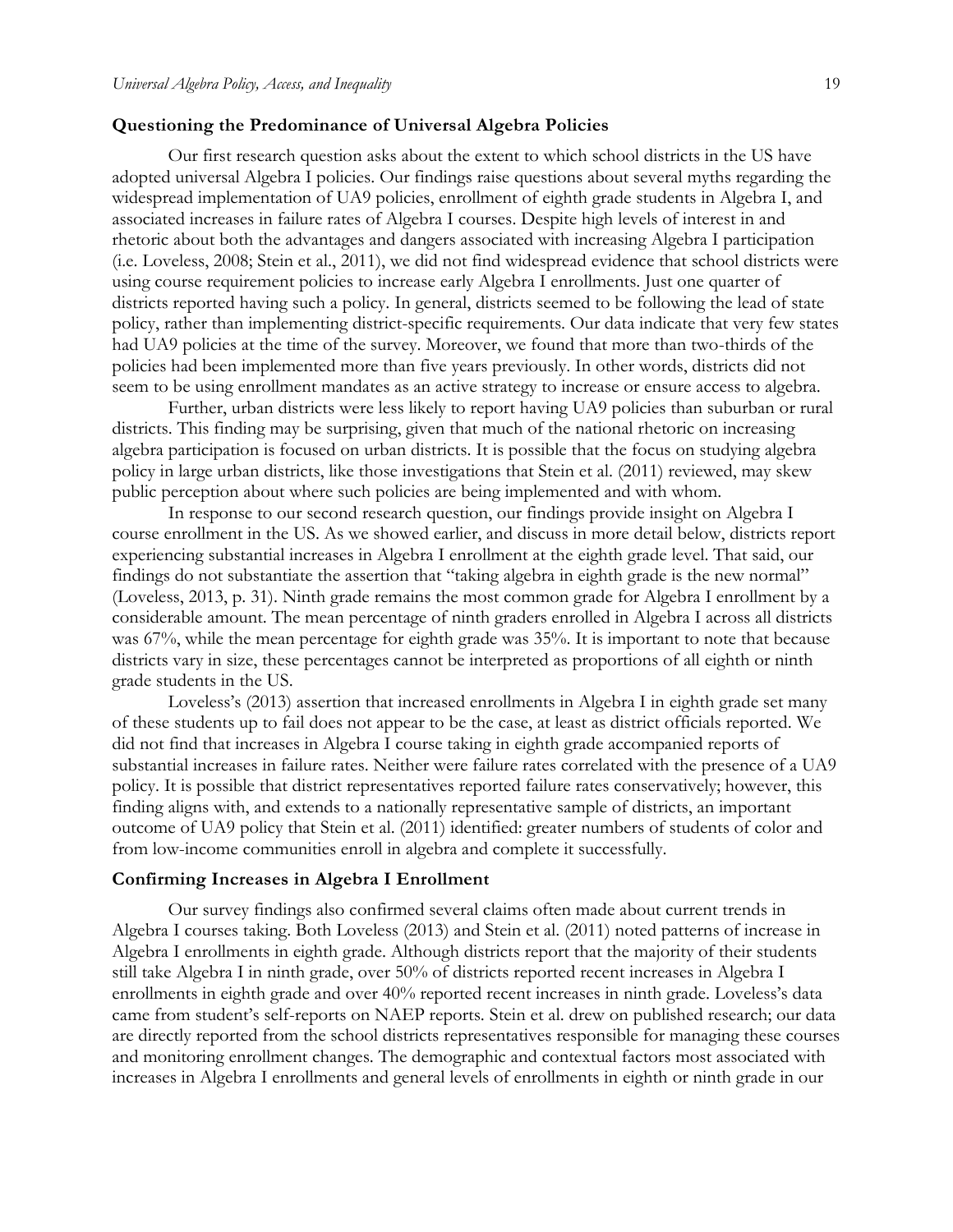### Questioning the Predominance of Universal Algebra Policies

Our first research question asks about the extent to which school districts in the US have adopted universal Algebra I policies. Our findings raise questions about several myths regarding the widespread implementation of UA9 policies, enrollment of eighth grade students in Algebra I, and associated increases in failure rates of Algebra I courses. Despite high levels of interest in and rhetoric about both the advantages and dangers associated with increasing Algebra I participation (i.e. Loveless, 2008; Stein et al., 2011), we did not find widespread evidence that school districts were using course requirement policies to increase early Algebra I enrollments. Just one quarter of districts reported having such a policy. In general, districts seemed to be following the lead of state policy, rather than implementing district-specific requirements. Our data indicate that very few states had UA9 policies at the time of the survey. Moreover, we found that more than two-thirds of the policies had been implemented more than five years previously. In other words, districts did not seem to be using enrollment mandates as an active strategy to increase or ensure access to algebra.

Further, urban districts were less likely to report having UA9 policies than suburban or rural districts. This finding may be surprising, given that much of the national rhetoric on increasing algebra participation is focused on urban districts. It is possible that the focus on studying algebra policy in large urban districts, like those investigations that Stein et al. (2011) reviewed, may skew public perception about where such policies are being implemented and with whom.

In response to our second research question, our findings provide insight on Algebra I course enrollment in the US. As we showed earlier, and discuss in more detail below, districts report experiencing substantial increases in Algebra I enrollment at the eighth grade level. That said, our findings do not substantiate the assertion that "taking algebra in eighth grade is the new normal" (Loveless, 2013, p. 31). Ninth grade remains the most common grade for Algebra I enrollment by a considerable amount. The mean percentage of ninth graders enrolled in Algebra I across all districts was 67%, while the mean percentage for eighth grade was 35%. It is important to note that because districts vary in size, these percentages cannot be interpreted as proportions of all eighth or ninth grade students in the US.

Loveless's (2013) assertion that increased enrollments in Algebra I in eighth grade set many of these students up to fail does not appear to be the case, at least as district officials reported. We did not find that increases in Algebra I course taking in eighth grade accompanied reports of substantial increases in failure rates. Neither were failure rates correlated with the presence of a UA9 policy. It is possible that district representatives reported failure rates conservatively; however, this finding aligns with, and extends to a nationally representative sample of districts, an important outcome of UA9 policy that Stein et al. (2011) identified: greater numbers of students of color and from low-income communities enroll in algebra and complete it successfully.

### Confirming Increases in Algebra I Enrollment

Our survey findings also confirmed several claims often made about current trends in Algebra I courses taking. Both Loveless (2013) and Stein et al. (2011) noted patterns of increase in Algebra I enrollments in eighth grade. Although districts report that the majority of their students still take Algebra I in ninth grade, over 50% of districts reported recent increases in Algebra I enrollments in eighth grade and over 40% reported recent increases in ninth grade. Loveless's data came from student's self-reports on NAEP reports. Stein et al. drew on published research; our data are directly reported from the school districts representatives responsible for managing these courses and monitoring enrollment changes. The demographic and contextual factors most associated with increases in Algebra I enrollments and general levels of enrollments in eighth or ninth grade in our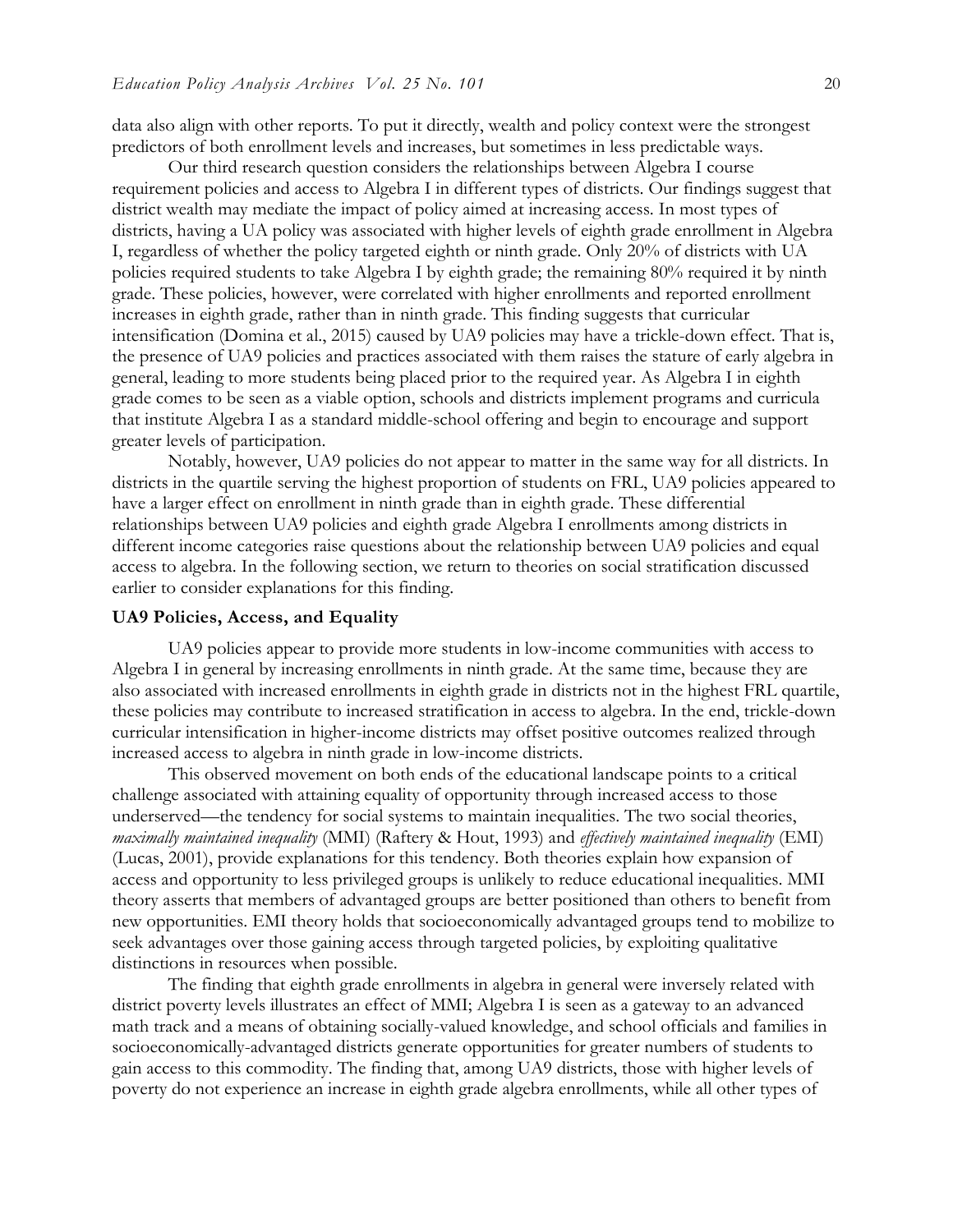data also align with other reports. To put it directly, wealth and policy context were the strongest predictors of both enrollment levels and increases, but sometimes in less predictable ways.

Our third research question considers the relationships between Algebra I course requirement policies and access to Algebra I in different types of districts. Our findings suggest that district wealth may mediate the impact of policy aimed at increasing access. In most types of districts, having a UA policy was associated with higher levels of eighth grade enrollment in Algebra I, regardless of whether the policy targeted eighth or ninth grade. Only 20% of districts with UA policies required students to take Algebra I by eighth grade; the remaining 80% required it by ninth grade. These policies, however, were correlated with higher enrollments and reported enrollment increases in eighth grade, rather than in ninth grade. This finding suggests that curricular intensification (Domina et al., 2015) caused by UA9 policies may have a trickle-down effect. That is, the presence of UA9 policies and practices associated with them raises the stature of early algebra in general, leading to more students being placed prior to the required year. As Algebra I in eighth grade comes to be seen as a viable option, schools and districts implement programs and curricula that institute Algebra I as a standard middle-school offering and begin to encourage and support greater levels of participation.

Notably, however, UA9 policies do not appear to matter in the same way for all districts. In districts in the quartile serving the highest proportion of students on FRL, UA9 policies appeared to have a larger effect on enrollment in ninth grade than in eighth grade. These differential relationships between UA9 policies and eighth grade Algebra I enrollments among districts in different income categories raise questions about the relationship between UA9 policies and equal access to algebra. In the following section, we return to theories on social stratification discussed earlier to consider explanations for this finding.

### UA9 Policies, Access, and Equality

UA9 policies appear to provide more students in low-income communities with access to Algebra I in general by increasing enrollments in ninth grade. At the same time, because they are also associated with increased enrollments in eighth grade in districts not in the highest FRL quartile, these policies may contribute to increased stratification in access to algebra. In the end, trickle-down curricular intensification in higher-income districts may offset positive outcomes realized through increased access to algebra in ninth grade in low-income districts.

This observed movement on both ends of the educational landscape points to a critical challenge associated with attaining equality of opportunity through increased access to those underserved—the tendency for social systems to maintain inequalities. The two social theories, *maximally maintained inequality* (MMI) (Raftery & Hout, 1993) and *effectively maintained inequality* (EMI) (Lucas, 2001), provide explanations for this tendency. Both theories explain how expansion of access and opportunity to less privileged groups is unlikely to reduce educational inequalities. MMI theory asserts that members of advantaged groups are better positioned than others to benefit from new opportunities. EMI theory holds that socioeconomically advantaged groups tend to mobilize to seek advantages over those gaining access through targeted policies, by exploiting qualitative distinctions in resources when possible.

The finding that eighth grade enrollments in algebra in general were inversely related with district poverty levels illustrates an effect of MMI; Algebra I is seen as a gateway to an advanced math track and a means of obtaining socially-valued knowledge, and school officials and families in socioeconomically-advantaged districts generate opportunities for greater numbers of students to gain access to this commodity. The finding that, among UA9 districts, those with higher levels of poverty do not experience an increase in eighth grade algebra enrollments, while all other types of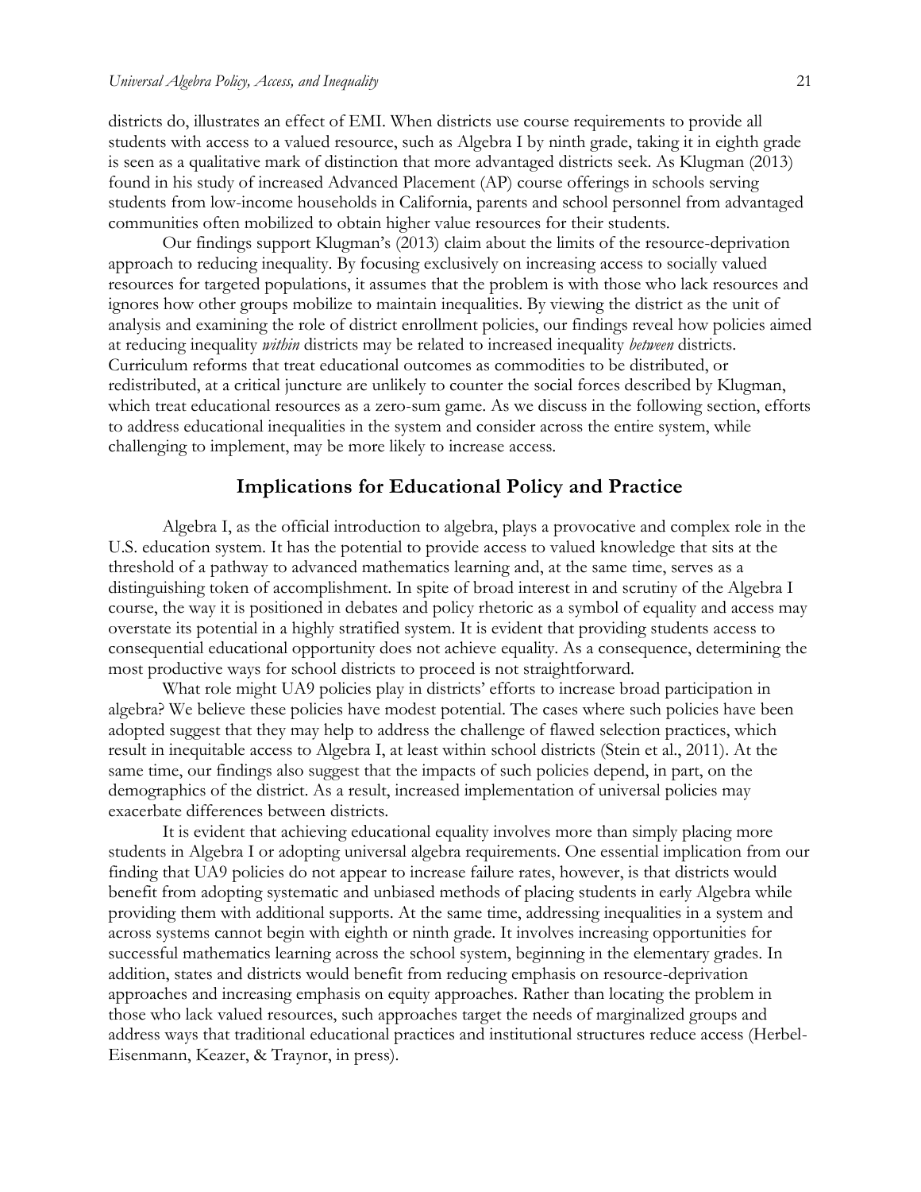districts do, illustrates an effect of EMI. When districts use course requirements to provide all students with access to a valued resource, such as Algebra I by ninth grade, taking it in eighth grade is seen as a qualitative mark of distinction that more advantaged districts seek. As Klugman (2013) found in his study of increased Advanced Placement (AP) course offerings in schools serving students from low-income households in California, parents and school personnel from advantaged communities often mobilized to obtain higher value resources for their students.

Our findings support Klugman's (2013) claim about the limits of the resource-deprivation approach to reducing inequality. By focusing exclusively on increasing access to socially valued resources for targeted populations, it assumes that the problem is with those who lack resources and ignores how other groups mobilize to maintain inequalities. By viewing the district as the unit of analysis and examining the role of district enrollment policies, our findings reveal how policies aimed at reducing inequality *within* districts may be related to increased inequality *between* districts. Curriculum reforms that treat educational outcomes as commodities to be distributed, or redistributed, at a critical juncture are unlikely to counter the social forces described by Klugman, which treat educational resources as a zero-sum game. As we discuss in the following section, efforts to address educational inequalities in the system and consider across the entire system, while challenging to implement, may be more likely to increase access.

## Implications for Educational Policy and Practice

Algebra I, as the official introduction to algebra, plays a provocative and complex role in the U.S. education system. It has the potential to provide access to valued knowledge that sits at the threshold of a pathway to advanced mathematics learning and, at the same time, serves as a distinguishing token of accomplishment. In spite of broad interest in and scrutiny of the Algebra I course, the way it is positioned in debates and policy rhetoric as a symbol of equality and access may overstate its potential in a highly stratified system. It is evident that providing students access to consequential educational opportunity does not achieve equality. As a consequence, determining the most productive ways for school districts to proceed is not straightforward.

What role might UA9 policies play in districts' efforts to increase broad participation in algebra? We believe these policies have modest potential. The cases where such policies have been adopted suggest that they may help to address the challenge of flawed selection practices, which result in inequitable access to Algebra I, at least within school districts (Stein et al., 2011). At the same time, our findings also suggest that the impacts of such policies depend, in part, on the demographics of the district. As a result, increased implementation of universal policies may exacerbate differences between districts.

It is evident that achieving educational equality involves more than simply placing more students in Algebra I or adopting universal algebra requirements. One essential implication from our finding that UA9 policies do not appear to increase failure rates, however, is that districts would benefit from adopting systematic and unbiased methods of placing students in early Algebra while providing them with additional supports. At the same time, addressing inequalities in a system and across systems cannot begin with eighth or ninth grade. It involves increasing opportunities for successful mathematics learning across the school system, beginning in the elementary grades. In addition, states and districts would benefit from reducing emphasis on resource-deprivation approaches and increasing emphasis on equity approaches. Rather than locating the problem in those who lack valued resources, such approaches target the needs of marginalized groups and address ways that traditional educational practices and institutional structures reduce access (Herbel-Eisenmann, Keazer, & Traynor, in press).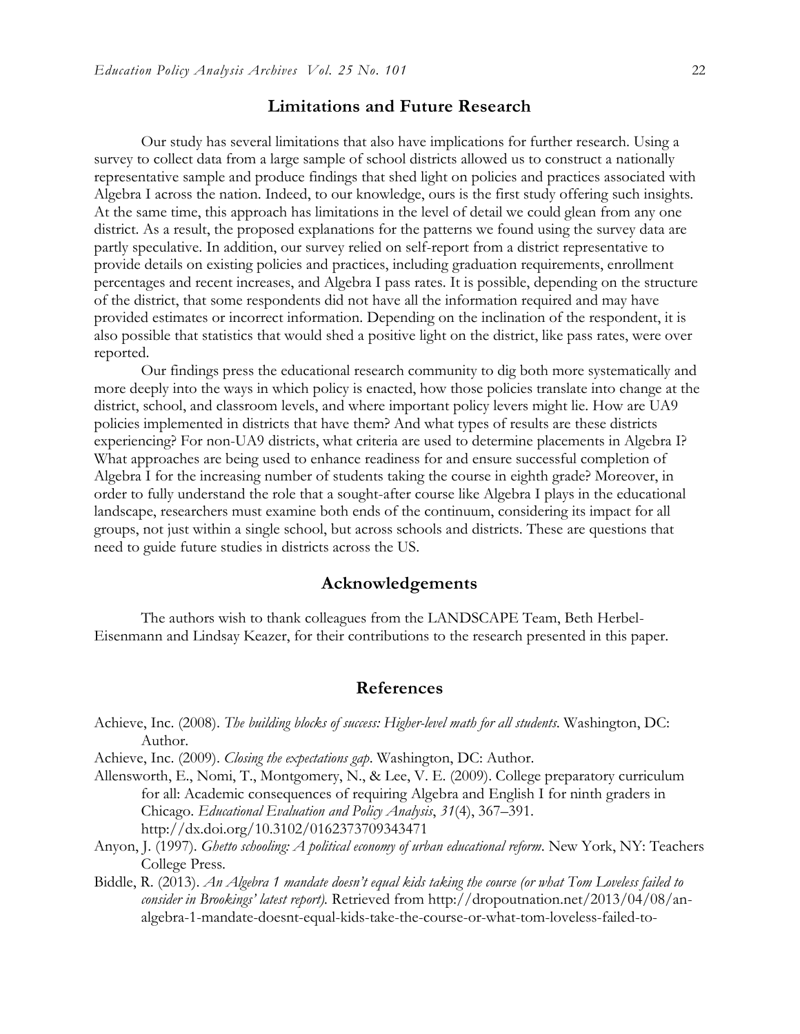## Limitations and Future Research

Our study has several limitations that also have implications for further research. Using a survey to collect data from a large sample of school districts allowed us to construct a nationally representative sample and produce findings that shed light on policies and practices associated with Algebra I across the nation. Indeed, to our knowledge, ours is the first study offering such insights. At the same time, this approach has limitations in the level of detail we could glean from any one district. As a result, the proposed explanations for the patterns we found using the survey data are partly speculative. In addition, our survey relied on self-report from a district representative to provide details on existing policies and practices, including graduation requirements, enrollment percentages and recent increases, and Algebra I pass rates. It is possible, depending on the structure of the district, that some respondents did not have all the information required and may have provided estimates or incorrect information. Depending on the inclination of the respondent, it is also possible that statistics that would shed a positive light on the district, like pass rates, were over reported.

Our findings press the educational research community to dig both more systematically and more deeply into the ways in which policy is enacted, how those policies translate into change at the district, school, and classroom levels, and where important policy levers might lie. How are UA9 policies implemented in districts that have them? And what types of results are these districts experiencing? For non-UA9 districts, what criteria are used to determine placements in Algebra I? What approaches are being used to enhance readiness for and ensure successful completion of Algebra I for the increasing number of students taking the course in eighth grade? Moreover, in order to fully understand the role that a sought-after course like Algebra I plays in the educational landscape, researchers must examine both ends of the continuum, considering its impact for all groups, not just within a single school, but across schools and districts. These are questions that need to guide future studies in districts across the US.

## Acknowledgements

The authors wish to thank colleagues from the LANDSCAPE Team, Beth Herbel-Eisenmann and Lindsay Keazer, for their contributions to the research presented in this paper.

## References

Achieve, Inc. (2008). *The building blocks of success: Higher-level math for all students*. Washington, DC: Author.

Achieve, Inc. (2009). *Closing the expectations gap*. Washington, DC: Author.

Allensworth, E., Nomi, T., Montgomery, N., & Lee, V. E. (2009). College preparatory curriculum for all: Academic consequences of requiring Algebra and English I for ninth graders in Chicago. *Educational Evaluation and Policy Analysis*, *31*(4), 367–391. http://dx.doi.org/10.3102/0162373709343471

Anyon, J. (1997). *Ghetto schooling: A political economy of urban educational reform*. New York, NY: Teachers College Press.

Biddle, R. (2013). *An Algebra 1 mandate doesn't equal kids taking the course (or what Tom Loveless failed to consider in Brookings' latest report).* Retrieved from http://dropoutnation.net/2013/04/08/an-algebra-1-mandate-doesnt-equal-kids-take-the-course-or-what-tom-loveless-failed-to-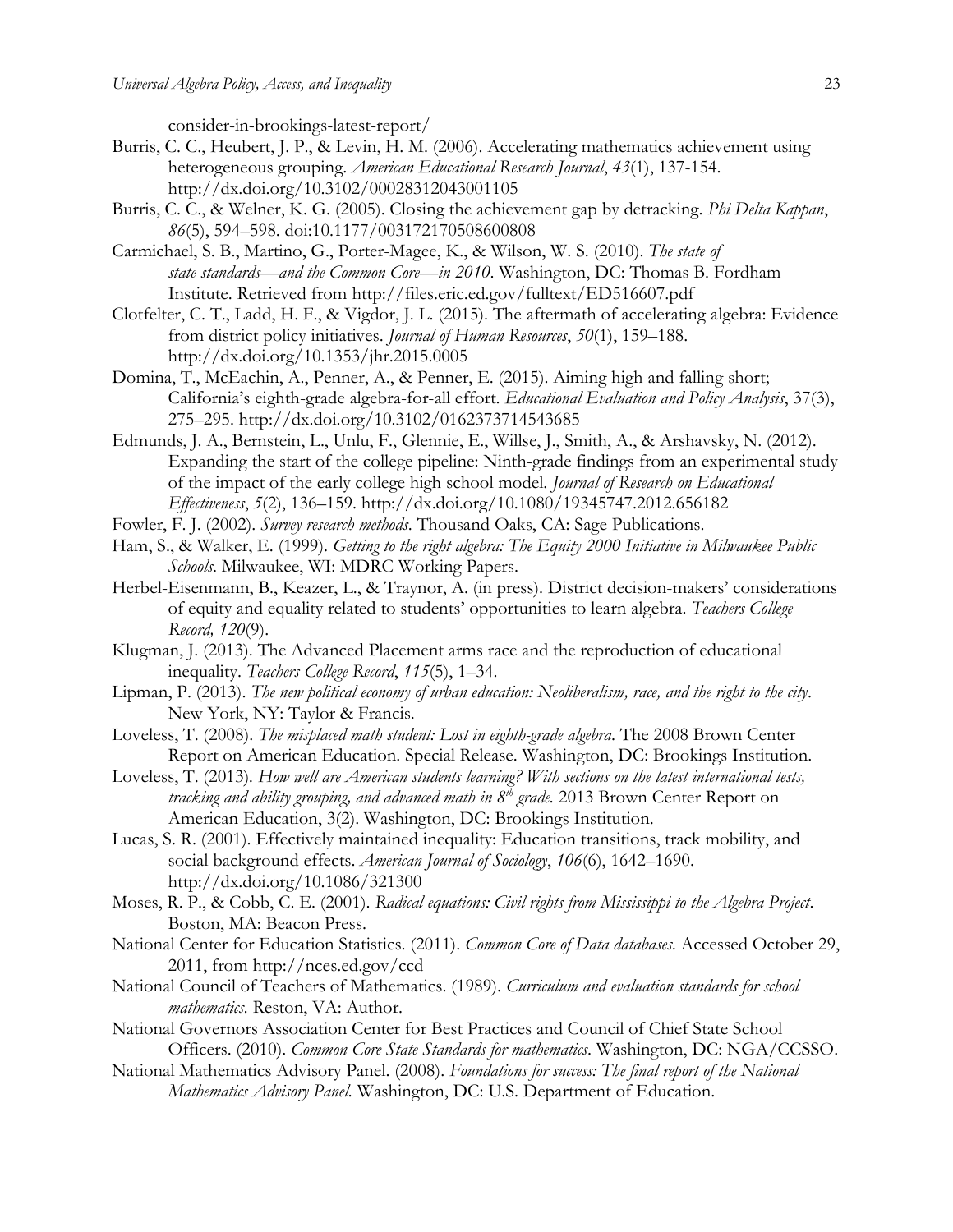consider-in-brookings-latest-report/

Burris, C. C., Heubert, J. P., & Levin, H. M. (2006). Accelerating mathematics achievement using heterogeneous grouping. *American Educational Research Journal*, *43*(1), 137-154. http://dx.doi.org/10.3102/00028312043001105

Burris, C. C., & Welner, K. G. (2005). Closing the achievement gap by detracking. *Phi Delta Kappan*, *86*(5), 594–598. doi:10.1177/003172170508600808

Carmichael, S. B., Martino, G., Porter-Magee, K., & Wilson, W. S. (2010). *The state of state standards—and the Common Core—in 2010*. Washington, DC: Thomas B. Fordham Institute. Retrieved from http://files.eric.ed.gov/fulltext/ED516607.pdf

Clotfelter, C. T., Ladd, H. F., & Vigdor, J. L. (2015). The aftermath of accelerating algebra: Evidence from district policy initiatives. *Journal of Human Resources*, *50*(1), 159–188. http://dx.doi.org/10.1353/jhr.2015.0005

Domina, T., McEachin, A., Penner, A., & Penner, E. (2015). Aiming high and falling short; California's eighth-grade algebra-for-all effort. *Educational Evaluation and Policy Analysis*, 37(3), 275–295. http://dx.doi.org/10.3102/0162373714543685

Edmunds, J. A., Bernstein, L., Unlu, F., Glennie, E., Willse, J., Smith, A., & Arshavsky, N. (2012). Expanding the start of the college pipeline: Ninth-grade findings from an experimental study of the impact of the early college high school model. *Journal of Research on Educational Effectiveness*, *5*(2), 136–159. http://dx.doi.org/10.1080/19345747.2012.656182

Fowler, F. J. (2002). *Survey research methods*. Thousand Oaks, CA: Sage Publications.

Ham, S., & Walker, E. (1999). *Getting to the right algebra: The Equity 2000 Initiative in Milwaukee Public Schools*. Milwaukee, WI: MDRC Working Papers.

Herbel-Eisenmann, B., Keazer, L., & Traynor, A. (in press). District decision-makers' considerations of equity and equality related to students' opportunities to learn algebra. *Teachers College Record, 120*(9).

Klugman, J. (2013). The Advanced Placement arms race and the reproduction of educational inequality. *Teachers College Record*, *115*(5), 1–34.

Lipman, P. (2013). *The new political economy of urban education: Neoliberalism, race, and the right to the city*. New York, NY: Taylor & Francis.

Loveless, T. (2008). *The misplaced math student: Lost in eighth-grade algebra*. The 2008 Brown Center Report on American Education. Special Release. Washington, DC: Brookings Institution.

Loveless, T. (2013). *How well are American students learning? With sections on the latest international tests, tracking and ability grouping, and advanced math in 8th grade.* 2013 Brown Center Report on American Education, 3(2). Washington, DC: Brookings Institution.

Lucas, S. R. (2001). Effectively maintained inequality: Education transitions, track mobility, and social background effects. *American Journal of Sociology*, *106*(6), 1642–1690. http://dx.doi.org/10.1086/321300

Moses, R. P., & Cobb, C. E. (2001). *Radical equations: Civil rights from Mississippi to the Algebra Project*. Boston, MA: Beacon Press.

National Center for Education Statistics. (2011). *Common Core of Data databases*. Accessed October 29, 2011, from http://nces.ed.gov/ccd

National Council of Teachers of Mathematics. (1989). *Curriculum and evaluation standards for school mathematics.* Reston, VA: Author.

National Governors Association Center for Best Practices and Council of Chief State School Officers. (2010). *Common Core State Standards for mathematics*. Washington, DC: NGA/CCSSO.

National Mathematics Advisory Panel. (2008). *Foundations for success: The final report of the National Mathematics Advisory Panel.* Washington, DC: U.S. Department of Education.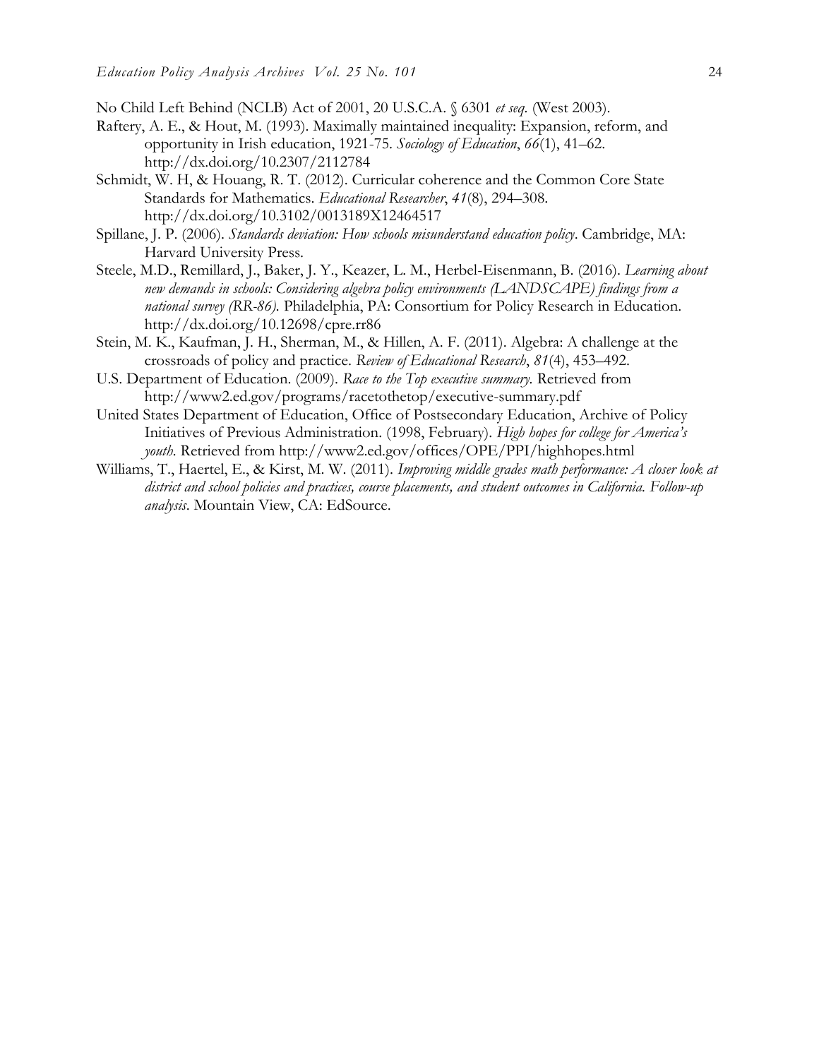No Child Left Behind (NCLB) Act of 2001, 20 U.S.C.A. § 6301 *et seq.* (West 2003).

Raftery, A. E., & Hout, M. (1993). Maximally maintained inequality: Expansion, reform, and opportunity in Irish education, 1921-75. *Sociology of Education*, *66*(1), 41–62. http://dx.doi.org/10.2307/2112784

Schmidt, W. H, & Houang, R. T. (2012). Curricular coherence and the Common Core State Standards for Mathematics. *Educational Researcher*, *41*(8), 294–308. http://dx.doi.org/10.3102/0013189X12464517

Spillane, J. P. (2006). *Standards deviation: How schools misunderstand education policy*. Cambridge, MA: Harvard University Press.

Steele, M.D., Remillard, J., Baker, J. Y., Keazer, L. M., Herbel-Eisenmann, B. (2016). *Learning about new demands in schools: Considering algebra policy environments (LANDSCAPE) findings from a national survey (RR-86).* Philadelphia, PA: Consortium for Policy Research in Education. http://dx.doi.org/10.12698/cpre.rr86

Stein, M. K., Kaufman, J. H., Sherman, M., & Hillen, A. F. (2011). Algebra: A challenge at the crossroads of policy and practice. *Review of Educational Research*, *81*(4), 453–492.

U.S. Department of Education. (2009). *Race to the Top executive summary.* Retrieved from http://www2.ed.gov/programs/racetothetop/executive-summary.pdf

United States Department of Education, Office of Postsecondary Education, Archive of Policy Initiatives of Previous Administration. (1998, February). *High hopes for college for America's youth.* Retrieved from http://www2.ed.gov/offices/OPE/PPI/highhopes.html

Williams, T., Haertel, E., & Kirst, M. W. (2011). *Improving middle grades math performance: A closer look at district and school policies and practices, course placements, and student outcomes in California. Follow-up analysis*. Mountain View, CA: EdSource.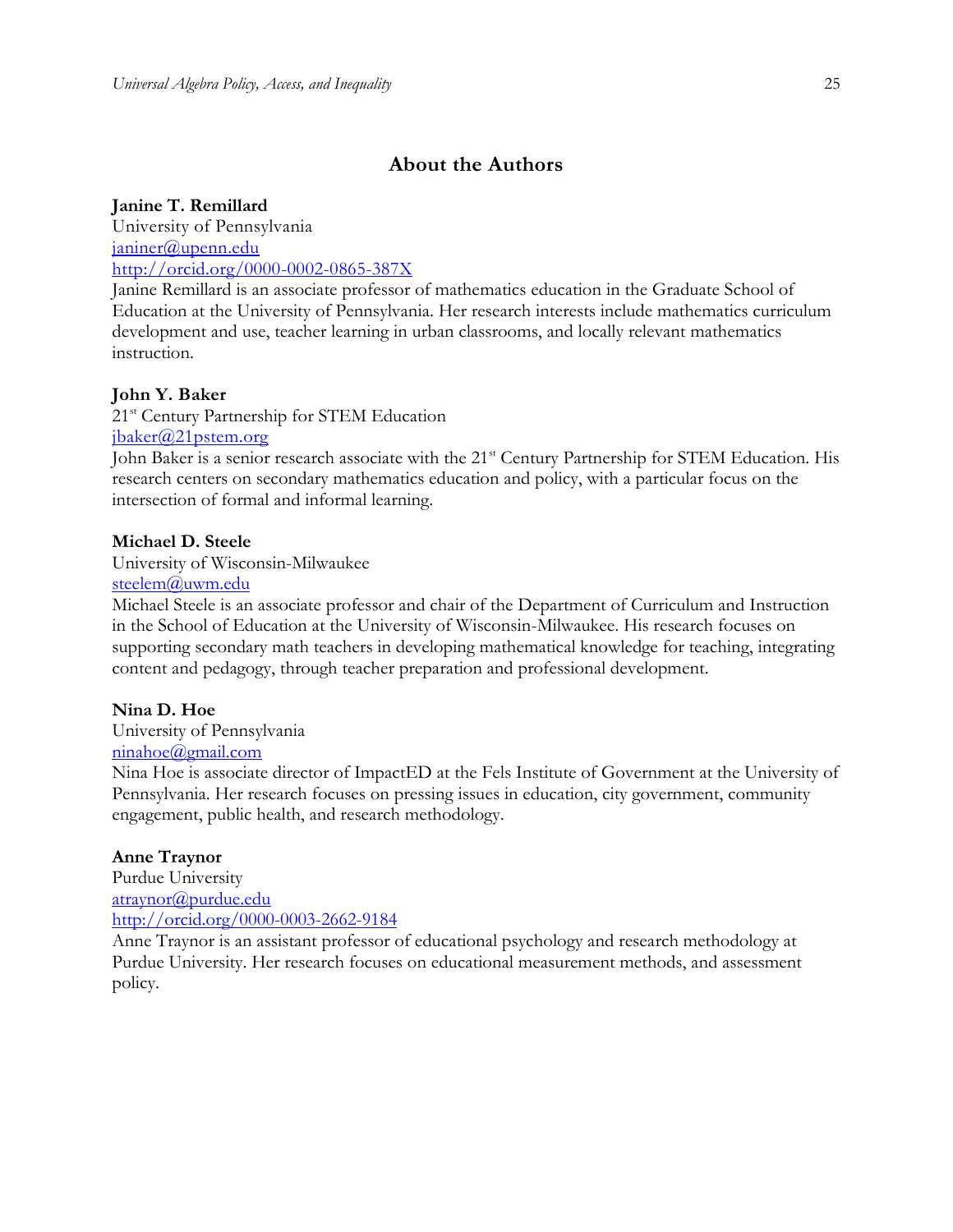## About the Authors

**Janine T. Remillard**
University of Pennsylvania
janiner@upenn.edu
http://orcid.org/0000-0002-0865-387X
Janine Remillard is an associate professor of mathematics education in the Graduate School of Education at the University of Pennsylvania. Her research interests include mathematics curriculum development and use, teacher learning in urban classrooms, and locally relevant mathematics instruction.

**John Y. Baker**
21st Century Partnership for STEM Education
jbaker@21pstem.org
John Baker is a senior research associate with the 21st Century Partnership for STEM Education. His research centers on secondary mathematics education and policy, with a particular focus on the intersection of formal and informal learning.

**Michael D. Steele**
University of Wisconsin-Milwaukee
steelem@uwm.edu
Michael Steele is an associate professor and chair of the Department of Curriculum and Instruction in the School of Education at the University of Wisconsin-Milwaukee. His research focuses on supporting secondary math teachers in developing mathematical knowledge for teaching, integrating content and pedagogy, through teacher preparation and professional development.

**Nina D. Hoe**
University of Pennsylvania
ninahoe@gmail.com
Nina Hoe is associate director of ImpactED at the Fels Institute of Government at the University of Pennsylvania. Her research focuses on pressing issues in education, city government, community engagement, public health, and research methodology.

**Anne Traynor**
Purdue University
atraynor@purdue.edu
http://orcid.org/0000-0003-2662-9184
Anne Traynor is an assistant professor of educational psychology and research methodology at Purdue University. Her research focuses on educational measurement methods, and assessment policy.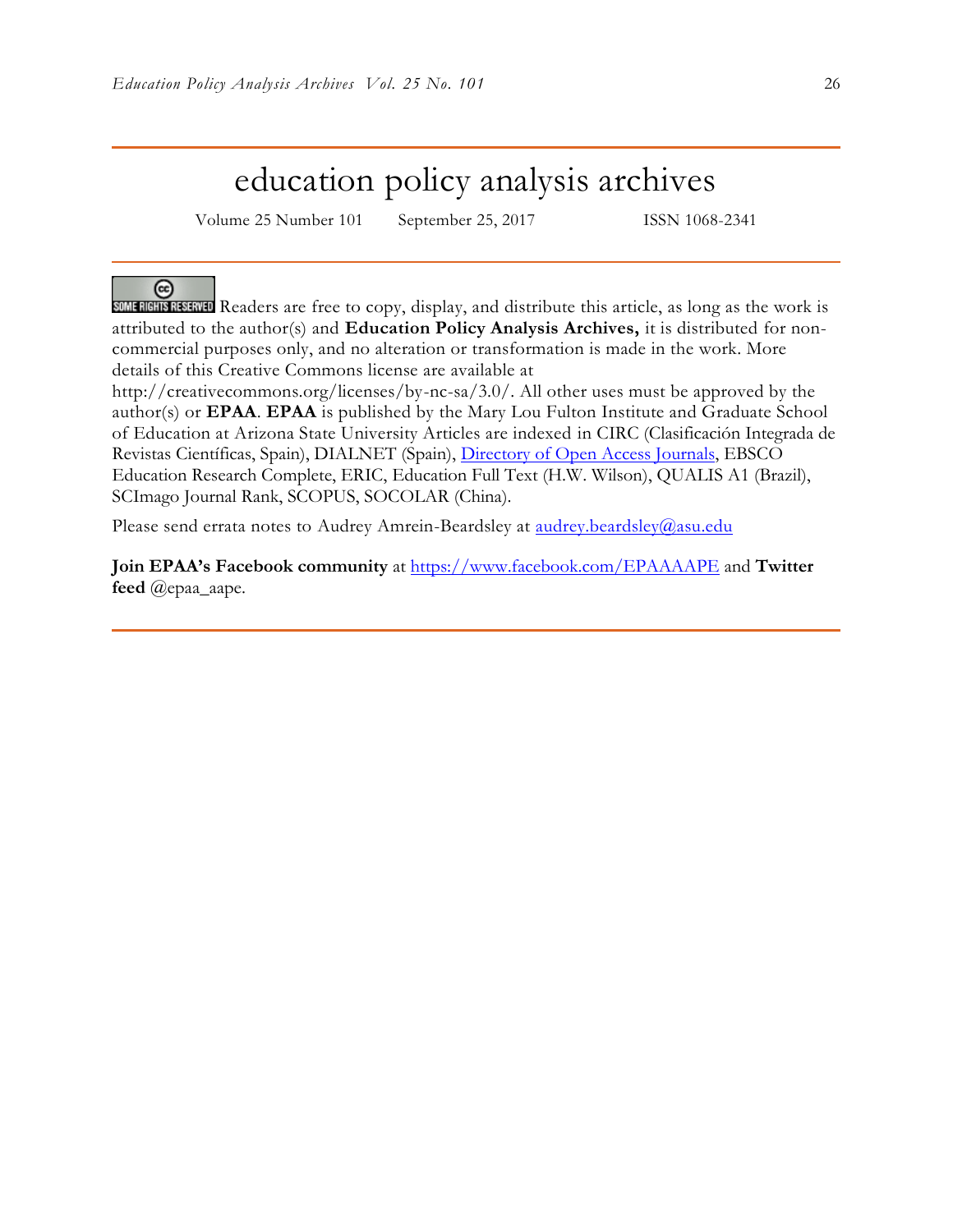# education policy analysis archives

Volume 25 Number 101 September 25, 2017 ISSN 1068-2341

SOME RIGHTS RESERVED Readers are free to copy, display, and distribute this article, as long as the work is attributed to the author(s) and **Education Policy Analysis Archives,** it is distributed for non-commercial purposes only, and no alteration or transformation is made in the work. More details of this Creative Commons license are available at http://creativecommons.org/licenses/by-nc-sa/3.0/. All other uses must be approved by the author(s) or **EPAA**. **EPAA** is published by the Mary Lou Fulton Institute and Graduate School of Education at Arizona State University Articles are indexed in CIRC (Clasificación Integrada de Revistas Científicas, Spain), DIALNET (Spain), [Directory of Open Access Journals](), EBSCO Education Research Complete, ERIC, Education Full Text (H.W. Wilson), QUALIS A1 (Brazil), SCImago Journal Rank, SCOPUS, SOCOLAR (China).

Please send errata notes to Audrey Amrein-Beardsley at [audrey.beardsley@asu.edu](mailto:audrey.beardsley@asu.edu)

**Join EPAA's Facebook community** at [https://www.facebook.com/EPAAAAPE](https://www.facebook.com/EPAAAAPE) and **Twitter feed** @epaa_aape.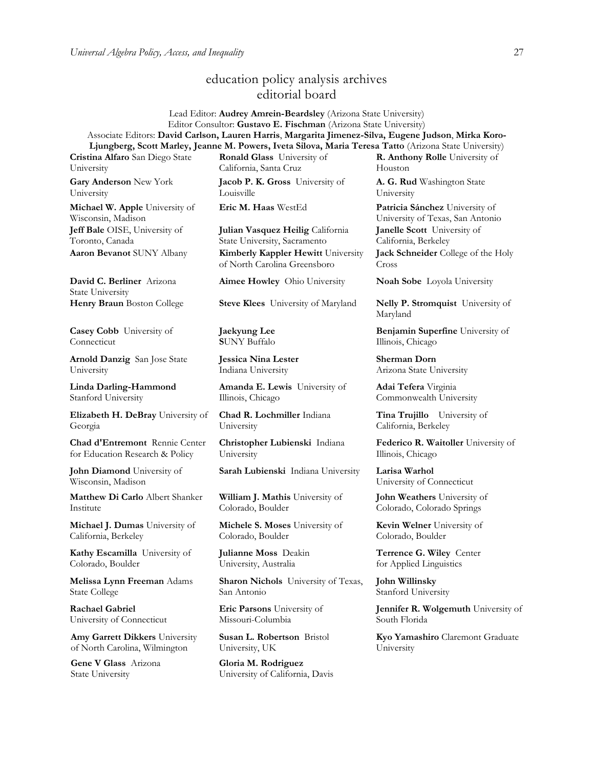# education policy analysis archives
## editorial board

Lead Editor: **Audrey Amrein-Beardsley** (Arizona State University)
Editor Consultor: **Gustavo E. Fischman** (Arizona State University)
Associate Editors: **David Carlson, Lauren Harris**, **Margarita Jimenez-Silva, Eugene Judson**, **Mirka Koro-Ljungberg, Scott Marley, Jeanne M. Powers, Iveta Silova, Maria Teresa Tatto** (Arizona State University)

**Cristina Alfaro** San Diego State University

**Gary Anderson** New York University

**Michael W. Apple** University of Wisconsin, Madison

**Jeff Bale** OISE, University of Toronto, Canada

**Aaron Bevanot** SUNY Albany

**David C. Berliner** Arizona State University

**Henry Braun** Boston College

**Casey Cobb** University of Connecticut

**Arnold Danzig** San Jose State University

**Linda Darling-Hammond** Stanford University

**Elizabeth H. DeBray** University of Georgia

**Chad d'Entremont** Rennie Center for Education Research & Policy

**John Diamond** University of Wisconsin, Madison

**Matthew Di Carlo** Albert Shanker Institute

**Michael J. Dumas** University of California, Berkeley

**Kathy Escamilla** University of Colorado, Boulder

**Melissa Lynn Freeman** Adams State College

**Rachael Gabriel** University of Connecticut

**Amy Garrett Dikkers** University of North Carolina, Wilmington

**Gene V Glass** Arizona State University

**Ronald Glass** University of California, Santa Cruz

**Jacob P. K. Gross** University of Louisville

**Eric M. Haas** WestEd

**Julian Vasquez Heilig** California State University, Sacramento

**Kimberly Kappler Hewitt** University of North Carolina Greensboro

**Aimee Howley** Ohio University

**Steve Klees** University of Maryland

**Jaekyung Lee** SUNY Buffalo

**Jessica Nina Lester** Indiana University

**Amanda E. Lewis** University of Illinois, Chicago

**Chad R. Lochmiller** Indiana University

**Christopher Lubienski** Indiana University

**Sarah Lubienski** Indiana University

**William J. Mathis** University of Colorado, Boulder

**Michele S. Moses** University of Colorado, Boulder

**Julianne Moss** Deakin University, Australia

**Sharon Nichols** University of Texas, San Antonio

**Eric Parsons** University of Missouri-Columbia

**Susan L. Robertson** Bristol University, UK

**Gloria M. Rodriguez** University of California, Davis

**R. Anthony Rolle** University of Houston

**A. G. Rud** Washington State University

**Patricia Sánchez** University of University of Texas, San Antonio

**Janelle Scott** University of California, Berkeley

**Jack Schneider** College of the Holy Cross

**Noah Sobe** Loyola University

**Nelly P. Stromquist** University of Maryland

**Benjamin Superfine** University of Illinois, Chicago

**Sherman Dorn** Arizona State University

**Adai Tefera** Virginia Commonwealth University

**Tina Trujillo** University of California, Berkeley

**Federico R. Waitoller** University of Illinois, Chicago

**Larisa Warhol** University of Connecticut

**John Weathers** University of Colorado, Colorado Springs

**Kevin Welner** University of Colorado, Boulder

**Terrence G. Wiley** Center for Applied Linguistics

**John Willinsky** Stanford University

**Jennifer R. Wolgemuth** University of South Florida

**Kyo Yamashiro** Claremont Graduate University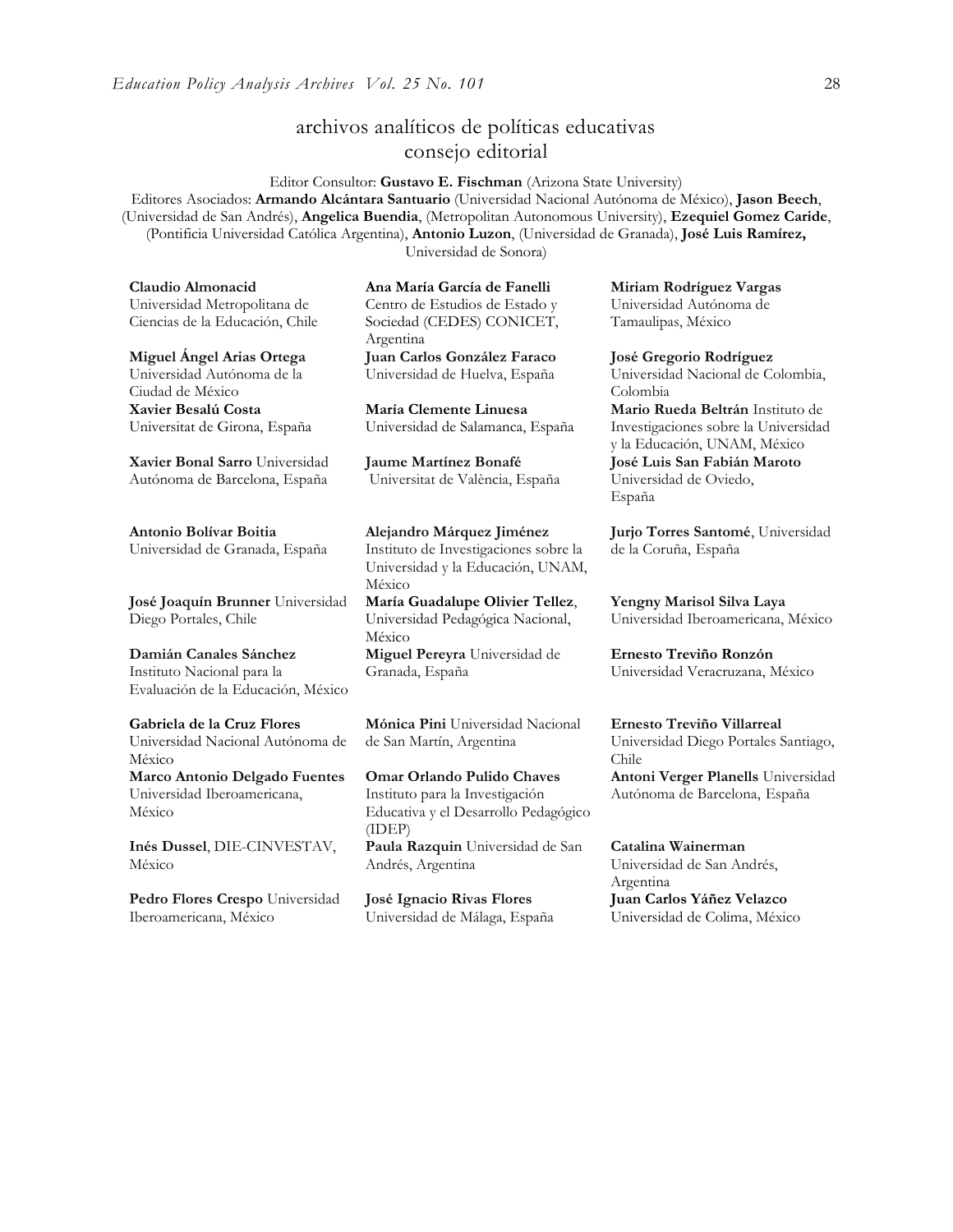# archivos analíticos de políticas educativas consejo editorial

Editor Consultor: **Gustavo E. Fischman** (Arizona State University)
Editores Asociados: **Armando Alcántara Santuario** (Universidad Nacional Autónoma de México), **Jason Beech**, (Universidad de San Andrés), **Angelica Buendia**, (Metropolitan Autonomous University), **Ezequiel Gomez Caride**, (Pontificia Universidad Católica Argentina), **Antonio Luzon**, (Universidad de Granada), **José Luis Ramírez,** Universidad de Sonora)

**Claudio Almonacid** Universidad Metropolitana de Ciencias de la Educación, Chile

**Miguel Ángel Arias Ortega** Universidad Autónoma de la Ciudad de México

**Xavier Besalú Costa** Universitat de Girona, España

**Xavier Bonal Sarro** Universidad Autónoma de Barcelona, España

**Antonio Bolívar Boitia** Universidad de Granada, España

**José Joaquín Brunner** Universidad Diego Portales, Chile

**Damián Canales Sánchez** Instituto Nacional para la Evaluación de la Educación, México

**Gabriela de la Cruz Flores** Universidad Nacional Autónoma de México

**Marco Antonio Delgado Fuentes** Universidad Iberoamericana, México

**Inés Dussel**, DIE-CINVESTAV, México

**Pedro Flores Crespo** Universidad Iberoamericana, México

**Ana María García de Fanelli** Centro de Estudios de Estado y Sociedad (CEDES) CONICET, Argentina

**Juan Carlos González Faraco** Universidad de Huelva, España

**María Clemente Linuesa** Universidad de Salamanca, España

**Jaume Martínez Bonafé** Universitat de València, España

**Alejandro Márquez Jiménez** Instituto de Investigaciones sobre la Universidad y la Educación, UNAM, México

**María Guadalupe Olivier Tellez**, Universidad Pedagógica Nacional, México

**Miguel Pereyra** Universidad de Granada, España

**Mónica Pini** Universidad Nacional de San Martín, Argentina

**Omar Orlando Pulido Chaves** Instituto para la Investigación Educativa y el Desarrollo Pedagógico (IDEP)

**Paula Razquin** Universidad de San Andrés, Argentina

**José Ignacio Rivas Flores** Universidad de Málaga, España

**Miriam Rodríguez Vargas** Universidad Autónoma de Tamaulipas, México

**José Gregorio Rodríguez** Universidad Nacional de Colombia, Colombia

**Mario Rueda Beltrán** Instituto de Investigaciones sobre la Universidad y la Educación, UNAM, México

**José Luis San Fabián Maroto** Universidad de Oviedo, España

**Jurjo Torres Santomé**, Universidad de la Coruña, España

**Yengny Marisol Silva Laya** Universidad Iberoamericana, México

**Ernesto Treviño Ronzón** Universidad Veracruzana, México

**Ernesto Treviño Villarreal** Universidad Diego Portales Santiago, Chile

**Antoni Verger Planells** Universidad Autónoma de Barcelona, España

**Catalina Wainerman** Universidad de San Andrés, Argentina

**Juan Carlos Yáñez Velazco** Universidad de Colima, México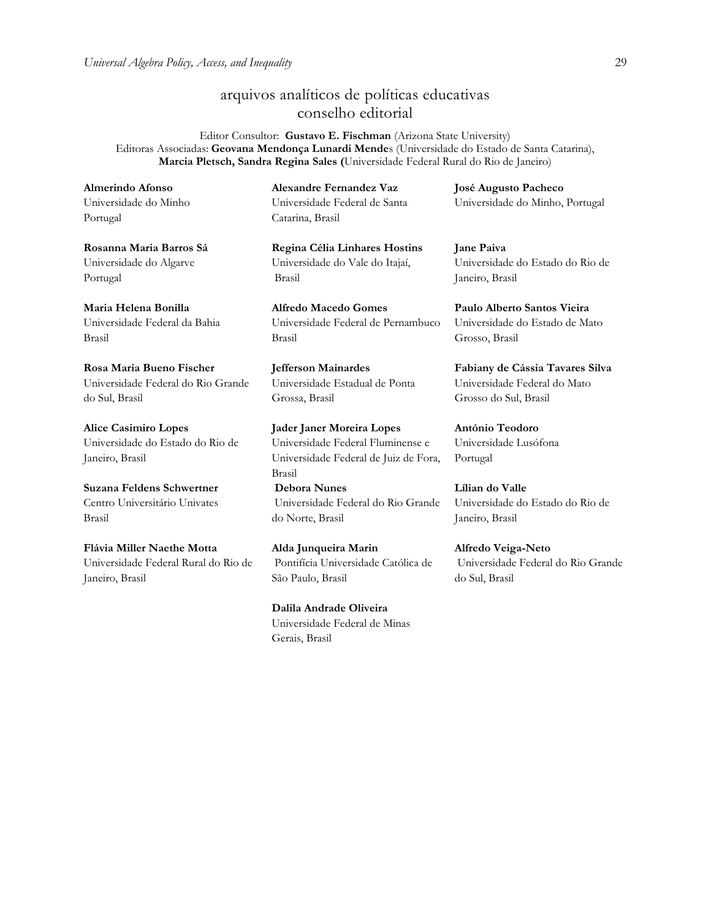# arquivos analíticos de políticas educativas
## conselho editorial

Editor Consultor: **Gustavo E. Fischman** (Arizona State University)
Editoras Associadas: **Geovana Mendonça Lunardi Mende**s (Universidade do Estado de Santa Catarina),
**Marcia Pletsch, Sandra Regina Sales (**Universidade Federal Rural do Rio de Janeiro)

**Almerindo Afonso**
Universidade do Minho
Portugal

**Rosanna Maria Barros Sá**
Universidade do Algarve
Portugal

**Maria Helena Bonilla**
Universidade Federal da Bahia
Brasil

**Rosa Maria Bueno Fischer**
Universidade Federal do Rio Grande do Sul, Brasil

**Alice Casimiro Lopes**
Universidade do Estado do Rio de Janeiro, Brasil

**Suzana Feldens Schwertner**
Centro Universitário Univates
Brasil

**Flávia Miller Naethe Motta**
Universidade Federal Rural do Rio de Janeiro, Brasil

**Alexandre Fernandez Vaz**
Universidade Federal de Santa Catarina, Brasil

**Regina Célia Linhares Hostins**
Universidade do Vale do Itajaí, Brasil

**Alfredo Macedo Gomes**
Universidade Federal de Pernambuco
Brasil

**Jefferson Mainardes**
Universidade Estadual de Ponta Grossa, Brasil

**Jader Janer Moreira Lopes**
Universidade Federal Fluminense e Universidade Federal de Juiz de Fora, Brasil

**Debora Nunes**
Universidade Federal do Rio Grande do Norte, Brasil

**Alda Junqueira Marin**
Pontifícia Universidade Católica de São Paulo, Brasil

**Dalila Andrade Oliveira**
Universidade Federal de Minas Gerais, Brasil

**José Augusto Pacheco**
Universidade do Minho, Portugal

**Jane Paiva**
Universidade do Estado do Rio de Janeiro, Brasil

**Paulo Alberto Santos Vieira**
Universidade do Estado de Mato Grosso, Brasil

**Fabiany de Cássia Tavares Silva**
Universidade Federal do Mato Grosso do Sul, Brasil

**António Teodoro**
Universidade Lusófona
Portugal

**Lílian do Valle**
Universidade do Estado do Rio de Janeiro, Brasil

**Alfredo Veiga-Neto**
Universidade Federal do Rio Grande do Sul, Brasil